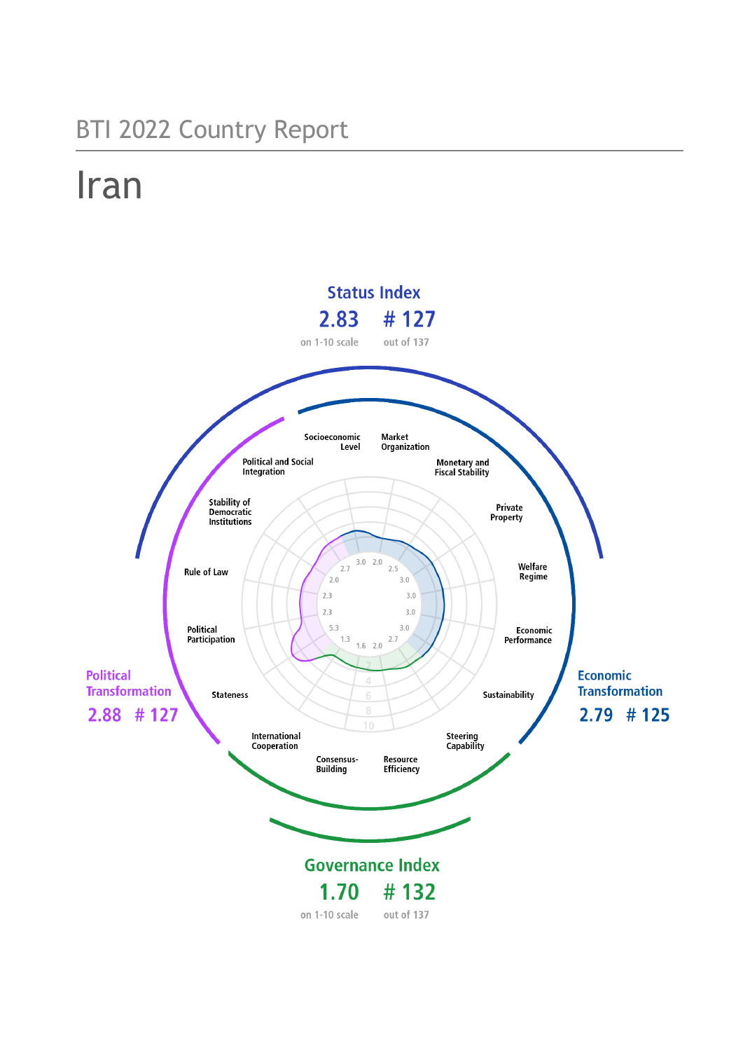BTI 2022 Country Report

# Iran

## Status Index

**2.83** on 1-10 scale — **# 127** out of 137

**Political Transformation** 2.88 # 127

**Economic Transformation** 2.79 # 125

## Governance Index

**1.70** on 1-10 scale — **# 132** out of 137

| Criterion | Score |
| --- | --- |
| Stateness | 5.3 |
| Political Participation | 2.3 |
| Rule of Law | 2.3 |
| Stability of Democratic Institutions | 2.0 |
| Political and Social Integration | 2.7 |
| Socioeconomic Level | 3.0 |
| Market Organization | 2.0 |
| Monetary and Fiscal Stability | 2.5 |
| Private Property | 3.0 |
| Welfare Regime | 3.0 |
| Economic Performance | 3.0 |
| Sustainability | 3.0 |
| Steering Capability | 2.7 |
| Resource Efficiency | 2.0 |
| Consensus-Building | 1.6 |
| International Cooperation | 1.3 |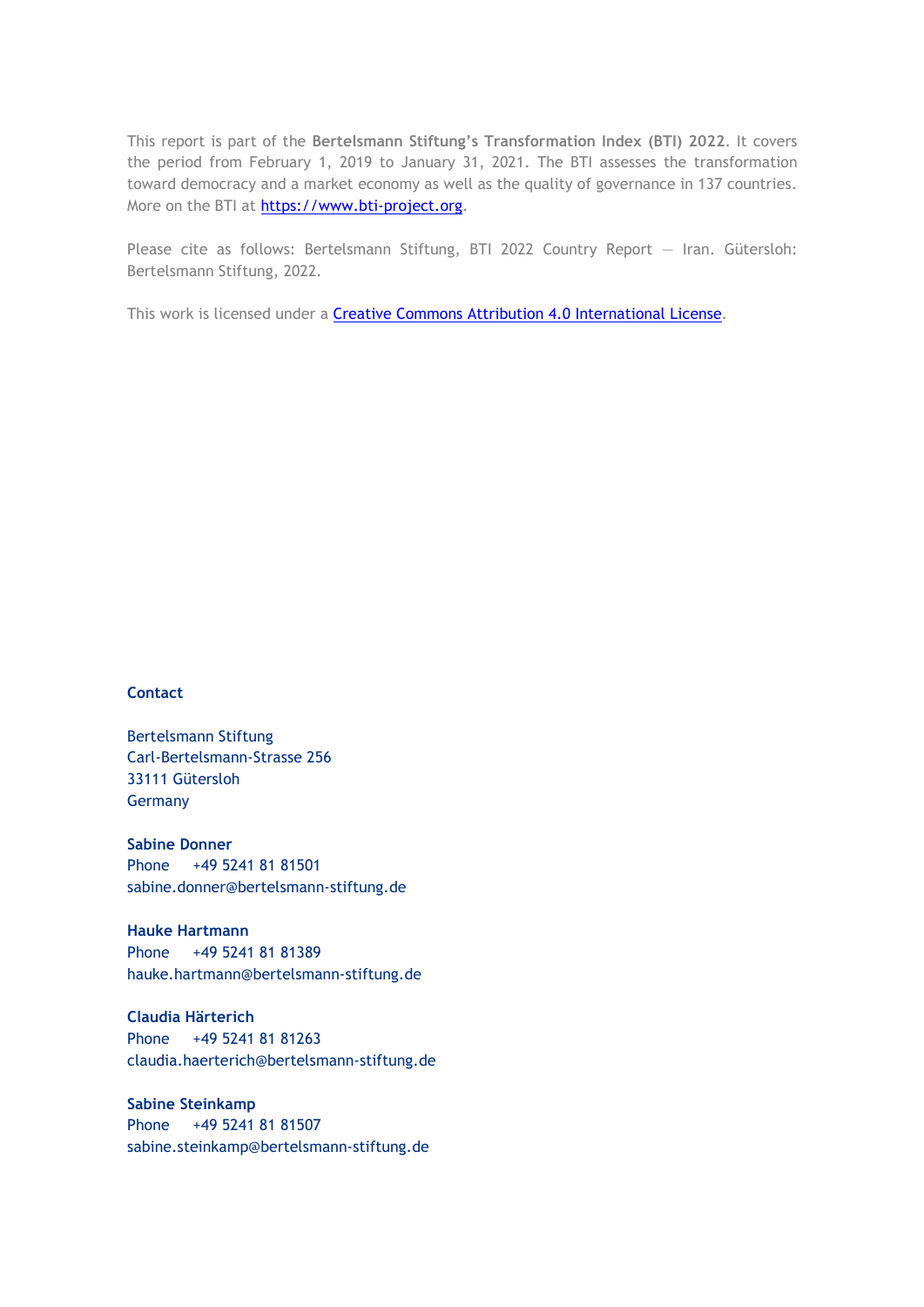This report is part of the **Bertelsmann Stiftung's Transformation Index (BTI) 2022**. It covers the period from February 1, 2019 to January 31, 2021. The BTI assesses the transformation toward democracy and a market economy as well as the quality of governance in 137 countries. More on the BTI at [https://www.bti-project.org](https://www.bti-project.org).

Please cite as follows: Bertelsmann Stiftung, BTI 2022 Country Report — Iran. Gütersloh: Bertelsmann Stiftung, 2022.

This work is licensed under a [Creative Commons Attribution 4.0 International License](https://creativecommons.org/licenses/by/4.0/).

**Contact**

Bertelsmann Stiftung
Carl-Bertelsmann-Strasse 256
33111 Gütersloh
Germany

**Sabine Donner**
Phone +49 5241 81 81501
sabine.donner@bertelsmann-stiftung.de

**Hauke Hartmann**
Phone +49 5241 81 81389
hauke.hartmann@bertelsmann-stiftung.de

**Claudia Härterich**
Phone +49 5241 81 81263
claudia.haerterich@bertelsmann-stiftung.de

**Sabine Steinkamp**
Phone +49 5241 81 81507
sabine.steinkamp@bertelsmann-stiftung.de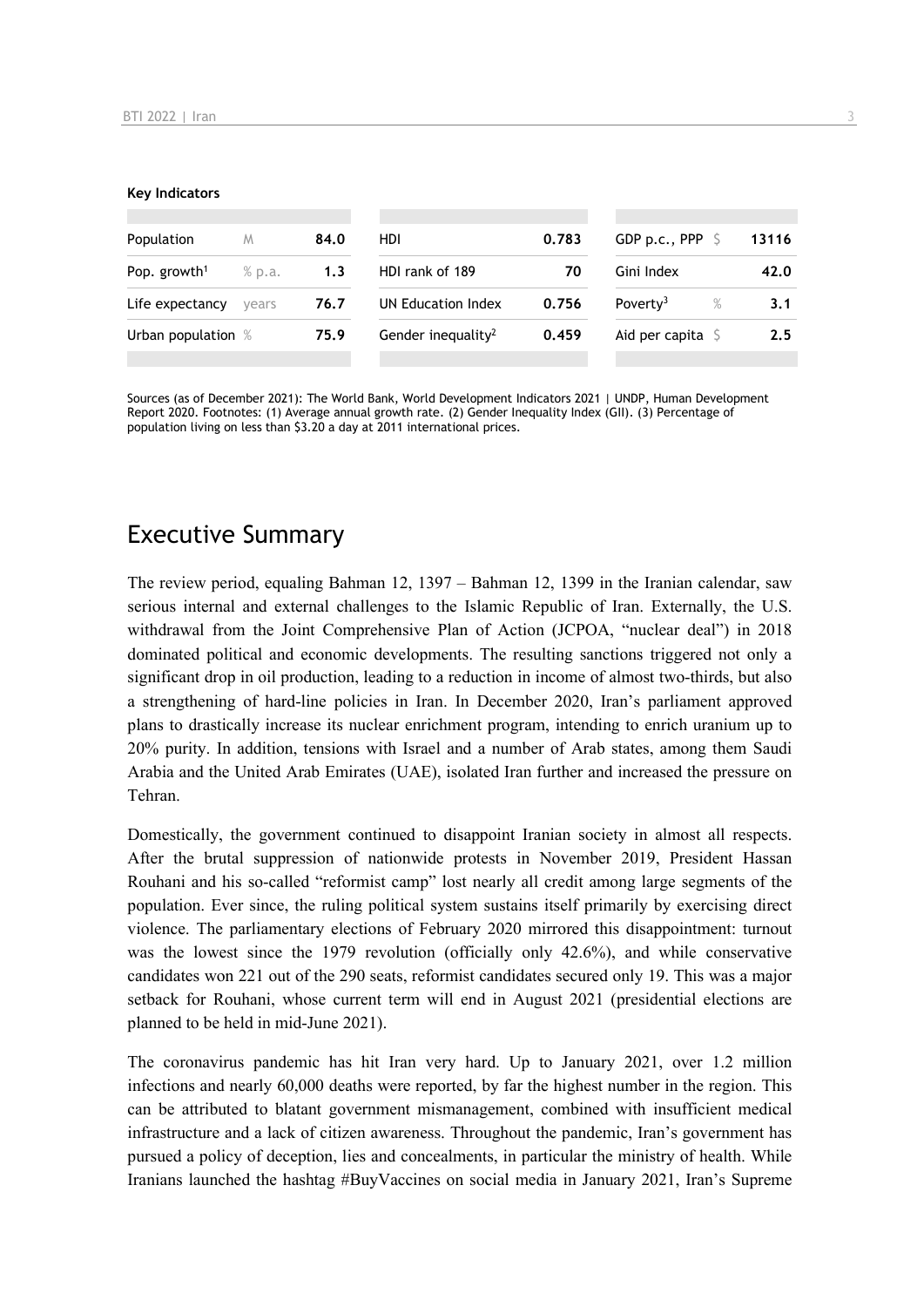**Key Indicators**

| Population | M | 84.0 | HDI | 0.783 | GDP p.c., PPP | $ | 13116 |
|---|---|---|---|---|---|---|---|
| Pop. growth[1] | % p.a. | 1.3 | HDI rank of 189 | 70 | Gini Index | | 42.0 |
| Life expectancy | years | 76.7 | UN Education Index | 0.756 | Poverty[3] | % | 3.1 |
| Urban population | % | 75.9 | Gender inequality[2] | 0.459 | Aid per capita | $ | 2.5 |

Sources (as of December 2021): The World Bank, World Development Indicators 2021 | UNDP, Human Development Report 2020. Footnotes: (1) Average annual growth rate. (2) Gender Inequality Index (GII). (3) Percentage of population living on less than $3.20 a day at 2011 international prices.

# Executive Summary

The review period, equaling Bahman 12, 1397 – Bahman 12, 1399 in the Iranian calendar, saw serious internal and external challenges to the Islamic Republic of Iran. Externally, the U.S. withdrawal from the Joint Comprehensive Plan of Action (JCPOA, "nuclear deal") in 2018 dominated political and economic developments. The resulting sanctions triggered not only a significant drop in oil production, leading to a reduction in income of almost two-thirds, but also a strengthening of hard-line policies in Iran. In December 2020, Iran's parliament approved plans to drastically increase its nuclear enrichment program, intending to enrich uranium up to 20% purity. In addition, tensions with Israel and a number of Arab states, among them Saudi Arabia and the United Arab Emirates (UAE), isolated Iran further and increased the pressure on Tehran.

Domestically, the government continued to disappoint Iranian society in almost all respects. After the brutal suppression of nationwide protests in November 2019, President Hassan Rouhani and his so-called "reformist camp" lost nearly all credit among large segments of the population. Ever since, the ruling political system sustains itself primarily by exercising direct violence. The parliamentary elections of February 2020 mirrored this disappointment: turnout was the lowest since the 1979 revolution (officially only 42.6%), and while conservative candidates won 221 out of the 290 seats, reformist candidates secured only 19. This was a major setback for Rouhani, whose current term will end in August 2021 (presidential elections are planned to be held in mid-June 2021).

The coronavirus pandemic has hit Iran very hard. Up to January 2021, over 1.2 million infections and nearly 60,000 deaths were reported, by far the highest number in the region. This can be attributed to blatant government mismanagement, combined with insufficient medical infrastructure and a lack of citizen awareness. Throughout the pandemic, Iran's government has pursued a policy of deception, lies and concealments, in particular the ministry of health. While Iranians launched the hashtag #BuyVaccines on social media in January 2021, Iran's Supreme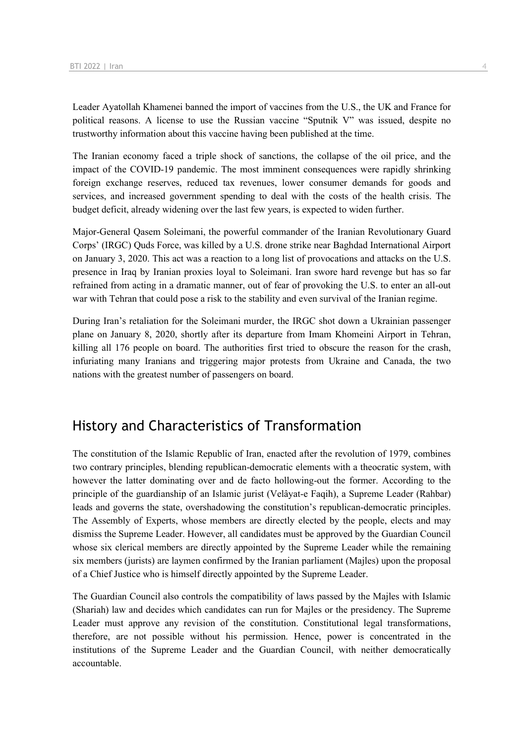Leader Ayatollah Khamenei banned the import of vaccines from the U.S., the UK and France for political reasons. A license to use the Russian vaccine "Sputnik V" was issued, despite no trustworthy information about this vaccine having been published at the time.

The Iranian economy faced a triple shock of sanctions, the collapse of the oil price, and the impact of the COVID-19 pandemic. The most imminent consequences were rapidly shrinking foreign exchange reserves, reduced tax revenues, lower consumer demands for goods and services, and increased government spending to deal with the costs of the health crisis. The budget deficit, already widening over the last few years, is expected to widen further.

Major-General Qasem Soleimani, the powerful commander of the Iranian Revolutionary Guard Corps' (IRGC) Quds Force, was killed by a U.S. drone strike near Baghdad International Airport on January 3, 2020. This act was a reaction to a long list of provocations and attacks on the U.S. presence in Iraq by Iranian proxies loyal to Soleimani. Iran swore hard revenge but has so far refrained from acting in a dramatic manner, out of fear of provoking the U.S. to enter an all-out war with Tehran that could pose a risk to the stability and even survival of the Iranian regime.

During Iran's retaliation for the Soleimani murder, the IRGC shot down a Ukrainian passenger plane on January 8, 2020, shortly after its departure from Imam Khomeini Airport in Tehran, killing all 176 people on board. The authorities first tried to obscure the reason for the crash, infuriating many Iranians and triggering major protests from Ukraine and Canada, the two nations with the greatest number of passengers on board.

## History and Characteristics of Transformation

The constitution of the Islamic Republic of Iran, enacted after the revolution of 1979, combines two contrary principles, blending republican-democratic elements with a theocratic system, with however the latter dominating over and de facto hollowing-out the former. According to the principle of the guardianship of an Islamic jurist (Velâyat-e Faqih), a Supreme Leader (Rahbar) leads and governs the state, overshadowing the constitution's republican-democratic principles. The Assembly of Experts, whose members are directly elected by the people, elects and may dismiss the Supreme Leader. However, all candidates must be approved by the Guardian Council whose six clerical members are directly appointed by the Supreme Leader while the remaining six members (jurists) are laymen confirmed by the Iranian parliament (Majles) upon the proposal of a Chief Justice who is himself directly appointed by the Supreme Leader.

The Guardian Council also controls the compatibility of laws passed by the Majles with Islamic (Shariah) law and decides which candidates can run for Majles or the presidency. The Supreme Leader must approve any revision of the constitution. Constitutional legal transformations, therefore, are not possible without his permission. Hence, power is concentrated in the institutions of the Supreme Leader and the Guardian Council, with neither democratically accountable.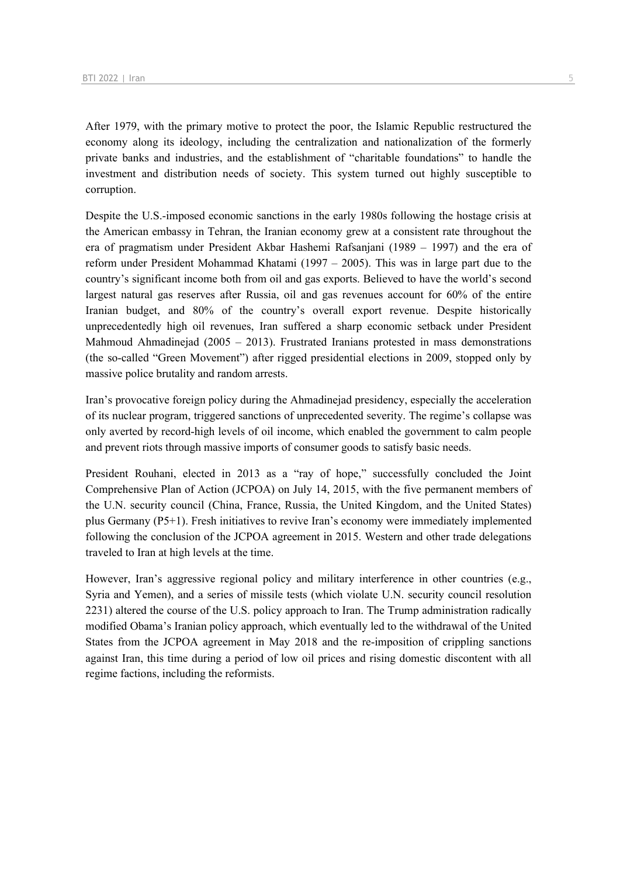After 1979, with the primary motive to protect the poor, the Islamic Republic restructured the economy along its ideology, including the centralization and nationalization of the formerly private banks and industries, and the establishment of "charitable foundations" to handle the investment and distribution needs of society. This system turned out highly susceptible to corruption.

Despite the U.S.-imposed economic sanctions in the early 1980s following the hostage crisis at the American embassy in Tehran, the Iranian economy grew at a consistent rate throughout the era of pragmatism under President Akbar Hashemi Rafsanjani (1989 – 1997) and the era of reform under President Mohammad Khatami (1997 – 2005). This was in large part due to the country's significant income both from oil and gas exports. Believed to have the world's second largest natural gas reserves after Russia, oil and gas revenues account for 60% of the entire Iranian budget, and 80% of the country's overall export revenue. Despite historically unprecedentedly high oil revenues, Iran suffered a sharp economic setback under President Mahmoud Ahmadinejad (2005 – 2013). Frustrated Iranians protested in mass demonstrations (the so-called "Green Movement") after rigged presidential elections in 2009, stopped only by massive police brutality and random arrests.

Iran's provocative foreign policy during the Ahmadinejad presidency, especially the acceleration of its nuclear program, triggered sanctions of unprecedented severity. The regime's collapse was only averted by record-high levels of oil income, which enabled the government to calm people and prevent riots through massive imports of consumer goods to satisfy basic needs.

President Rouhani, elected in 2013 as a "ray of hope," successfully concluded the Joint Comprehensive Plan of Action (JCPOA) on July 14, 2015, with the five permanent members of the U.N. security council (China, France, Russia, the United Kingdom, and the United States) plus Germany (P5+1). Fresh initiatives to revive Iran's economy were immediately implemented following the conclusion of the JCPOA agreement in 2015. Western and other trade delegations traveled to Iran at high levels at the time.

However, Iran's aggressive regional policy and military interference in other countries (e.g., Syria and Yemen), and a series of missile tests (which violate U.N. security council resolution 2231) altered the course of the U.S. policy approach to Iran. The Trump administration radically modified Obama's Iranian policy approach, which eventually led to the withdrawal of the United States from the JCPOA agreement in May 2018 and the re-imposition of crippling sanctions against Iran, this time during a period of low oil prices and rising domestic discontent with all regime factions, including the reformists.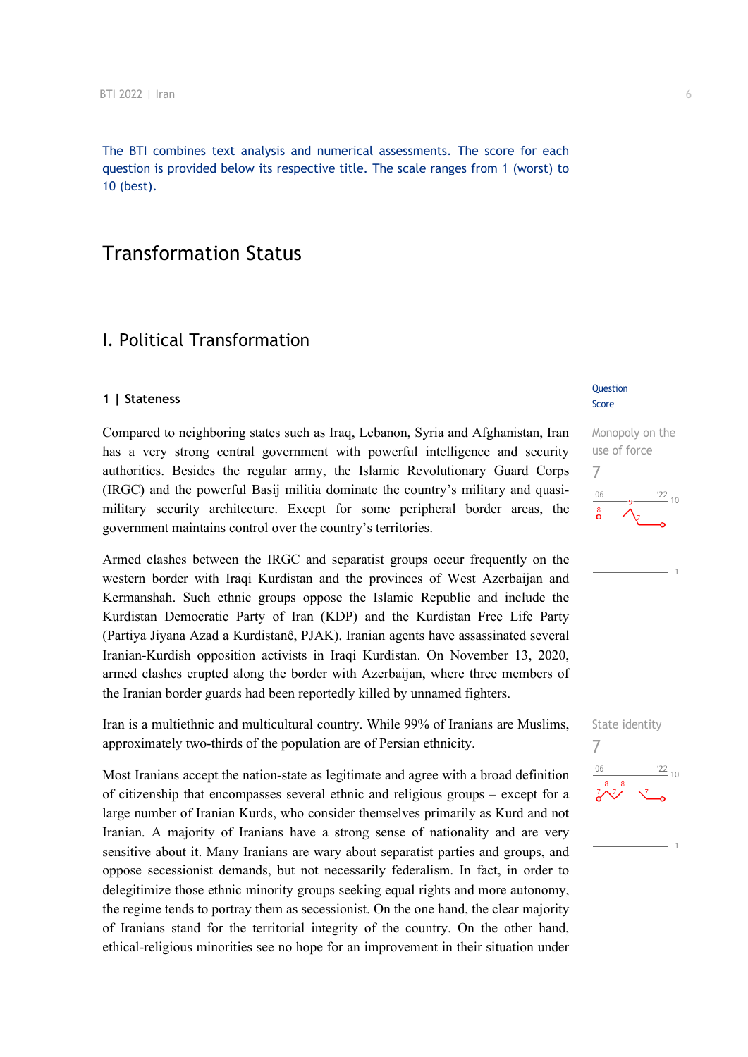The BTI combines text analysis and numerical assessments. The score for each question is provided below its respective title. The scale ranges from 1 (worst) to 10 (best).

# Transformation Status

## I. Political Transformation

### 1 | Stateness

Question Score

**Monopoly on the use of force**
7

Compared to neighboring states such as Iraq, Lebanon, Syria and Afghanistan, Iran has a very strong central government with powerful intelligence and security authorities. Besides the regular army, the Islamic Revolutionary Guard Corps (IRGC) and the powerful Basij militia dominate the country's military and quasi-military security architecture. Except for some peripheral border areas, the government maintains control over the country's territories.

Armed clashes between the IRGC and separatist groups occur frequently on the western border with Iraqi Kurdistan and the provinces of West Azerbaijan and Kermanshah. Such ethnic groups oppose the Islamic Republic and include the Kurdistan Democratic Party of Iran (KDP) and the Kurdistan Free Life Party (Partiya Jiyana Azad a Kurdistanê, PJAK). Iranian agents have assassinated several Iranian-Kurdish opposition activists in Iraqi Kurdistan. On November 13, 2020, armed clashes erupted along the border with Azerbaijan, where three members of the Iranian border guards had been reportedly killed by unnamed fighters.

**State identity**
7

Iran is a multiethnic and multicultural country. While 99% of Iranians are Muslims, approximately two-thirds of the population are of Persian ethnicity.

Most Iranians accept the nation-state as legitimate and agree with a broad definition of citizenship that encompasses several ethnic and religious groups – except for a large number of Iranian Kurds, who consider themselves primarily as Kurd and not Iranian. A majority of Iranians have a strong sense of nationality and are very sensitive about it. Many Iranians are wary about separatist parties and groups, and oppose secessionist demands, but not necessarily federalism. In fact, in order to delegitimize those ethnic minority groups seeking equal rights and more autonomy, the regime tends to portray them as secessionist. On the one hand, the clear majority of Iranians stand for the territorial integrity of the country. On the other hand, ethical-religious minorities see no hope for an improvement in their situation under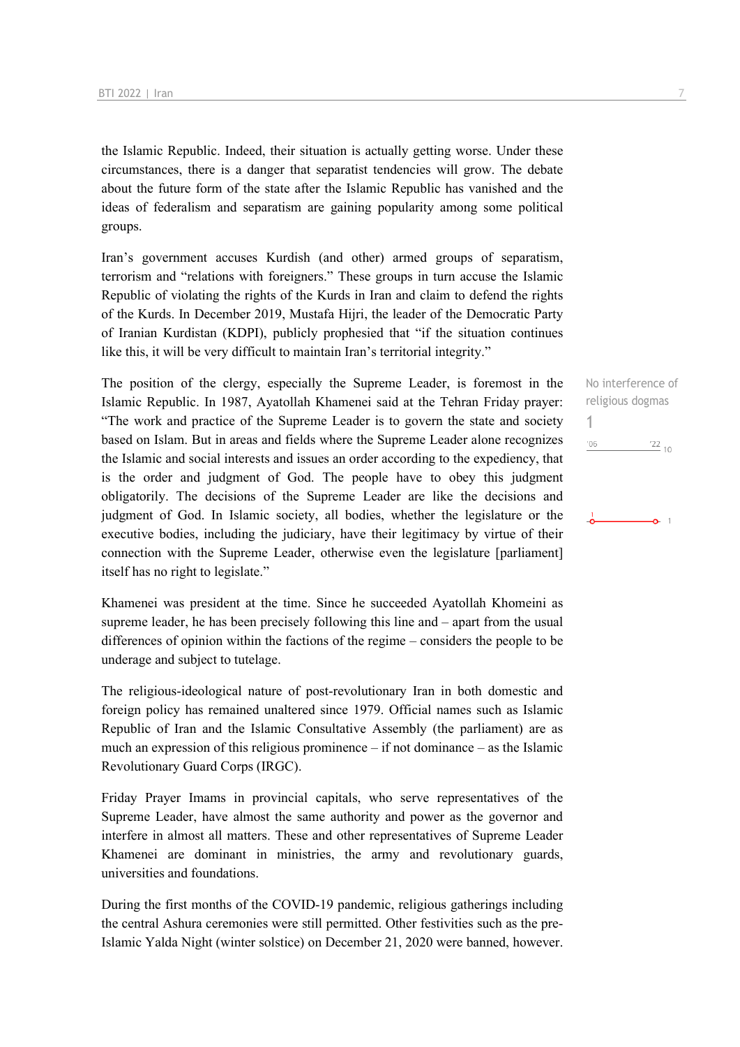the Islamic Republic. Indeed, their situation is actually getting worse. Under these circumstances, there is a danger that separatist tendencies will grow. The debate about the future form of the state after the Islamic Republic has vanished and the ideas of federalism and separatism are gaining popularity among some political groups.

Iran's government accuses Kurdish (and other) armed groups of separatism, terrorism and "relations with foreigners." These groups in turn accuse the Islamic Republic of violating the rights of the Kurds in Iran and claim to defend the rights of the Kurds. In December 2019, Mustafa Hijri, the leader of the Democratic Party of Iranian Kurdistan (KDPI), publicly prophesied that "if the situation continues like this, it will be very difficult to maintain Iran's territorial integrity."

No interference of religious dogmas
1

'06 '22 10

The position of the clergy, especially the Supreme Leader, is foremost in the Islamic Republic. In 1987, Ayatollah Khamenei said at the Tehran Friday prayer: "The work and practice of the Supreme Leader is to govern the state and society based on Islam. But in areas and fields where the Supreme Leader alone recognizes the Islamic and social interests and issues an order according to the expediency, that is the order and judgment of God. The people have to obey this judgment obligatorily. The decisions of the Supreme Leader are like the decisions and judgment of God. In Islamic society, all bodies, whether the legislature or the executive bodies, including the judiciary, have their legitimacy by virtue of their connection with the Supreme Leader, otherwise even the legislature [parliament] itself has no right to legislate."

Khamenei was president at the time. Since he succeeded Ayatollah Khomeini as supreme leader, he has been precisely following this line and – apart from the usual differences of opinion within the factions of the regime – considers the people to be underage and subject to tutelage.

The religious-ideological nature of post-revolutionary Iran in both domestic and foreign policy has remained unaltered since 1979. Official names such as Islamic Republic of Iran and the Islamic Consultative Assembly (the parliament) are as much an expression of this religious prominence – if not dominance – as the Islamic Revolutionary Guard Corps (IRGC).

Friday Prayer Imams in provincial capitals, who serve representatives of the Supreme Leader, have almost the same authority and power as the governor and interfere in almost all matters. These and other representatives of Supreme Leader Khamenei are dominant in ministries, the army and revolutionary guards, universities and foundations.

During the first months of the COVID-19 pandemic, religious gatherings including the central Ashura ceremonies were still permitted. Other festivities such as the pre-Islamic Yalda Night (winter solstice) on December 21, 2020 were banned, however.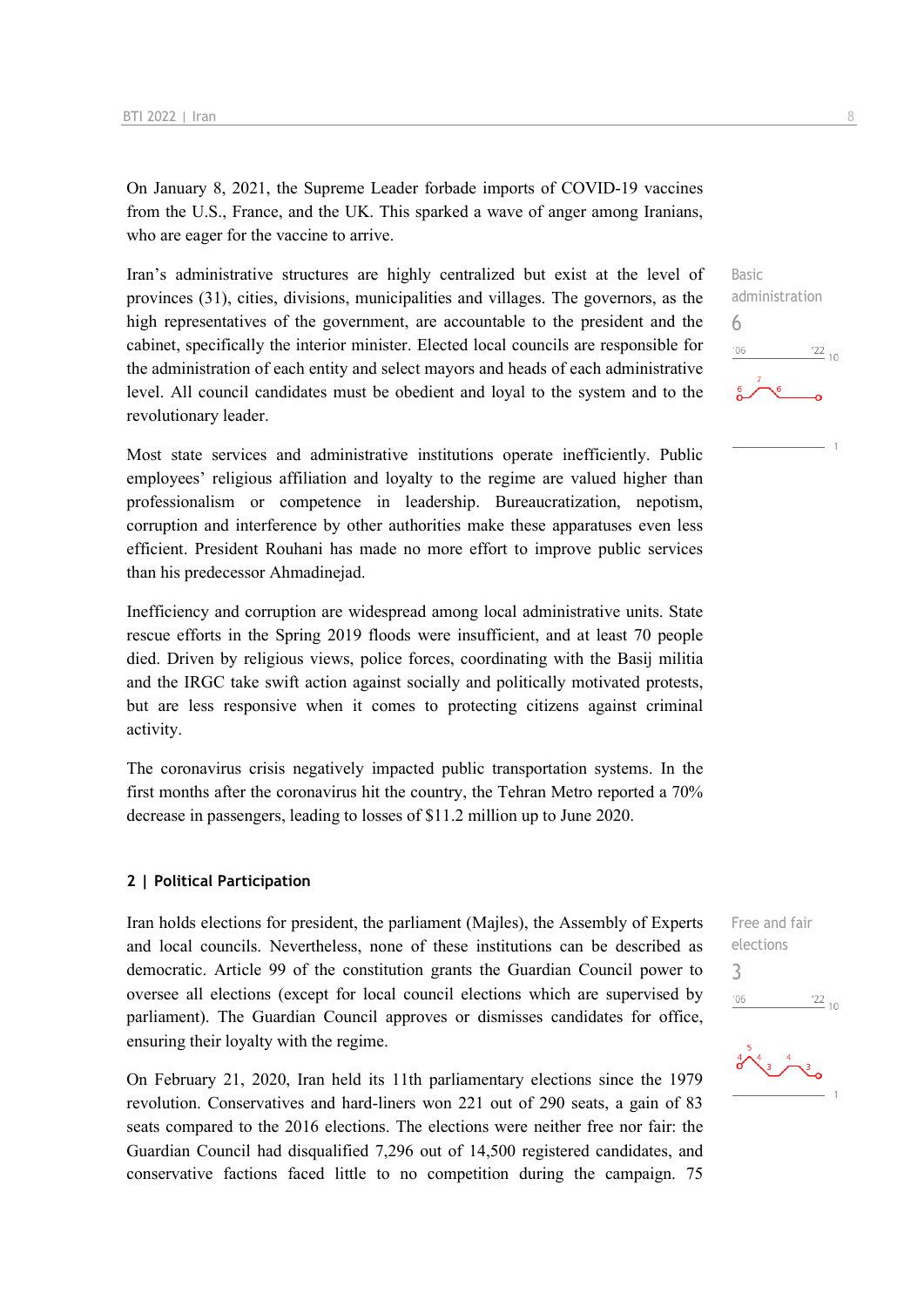On January 8, 2021, the Supreme Leader forbade imports of COVID-19 vaccines from the U.S., France, and the UK. This sparked a wave of anger among Iranians, who are eager for the vaccine to arrive.

Basic administration
6

Iran's administrative structures are highly centralized but exist at the level of provinces (31), cities, divisions, municipalities and villages. The governors, as the high representatives of the government, are accountable to the president and the cabinet, specifically the interior minister. Elected local councils are responsible for the administration of each entity and select mayors and heads of each administrative level. All council candidates must be obedient and loyal to the system and to the revolutionary leader.

Most state services and administrative institutions operate inefficiently. Public employees' religious affiliation and loyalty to the regime are valued higher than professionalism or competence in leadership. Bureaucratization, nepotism, corruption and interference by other authorities make these apparatuses even less efficient. President Rouhani has made no more effort to improve public services than his predecessor Ahmadinejad.

Inefficiency and corruption are widespread among local administrative units. State rescue efforts in the Spring 2019 floods were insufficient, and at least 70 people died. Driven by religious views, police forces, coordinating with the Basij militia and the IRGC take swift action against socially and politically motivated protests, but are less responsive when it comes to protecting citizens against criminal activity.

The coronavirus crisis negatively impacted public transportation systems. In the first months after the coronavirus hit the country, the Tehran Metro reported a 70% decrease in passengers, leading to losses of $11.2 million up to June 2020.

## 2 | Political Participation

Free and fair elections
3

Iran holds elections for president, the parliament (Majles), the Assembly of Experts and local councils. Nevertheless, none of these institutions can be described as democratic. Article 99 of the constitution grants the Guardian Council power to oversee all elections (except for local council elections which are supervised by parliament). The Guardian Council approves or dismisses candidates for office, ensuring their loyalty with the regime.

On February 21, 2020, Iran held its 11th parliamentary elections since the 1979 revolution. Conservatives and hard-liners won 221 out of 290 seats, a gain of 83 seats compared to the 2016 elections. The elections were neither free nor fair: the Guardian Council had disqualified 7,296 out of 14,500 registered candidates, and conservative factions faced little to no competition during the campaign. 75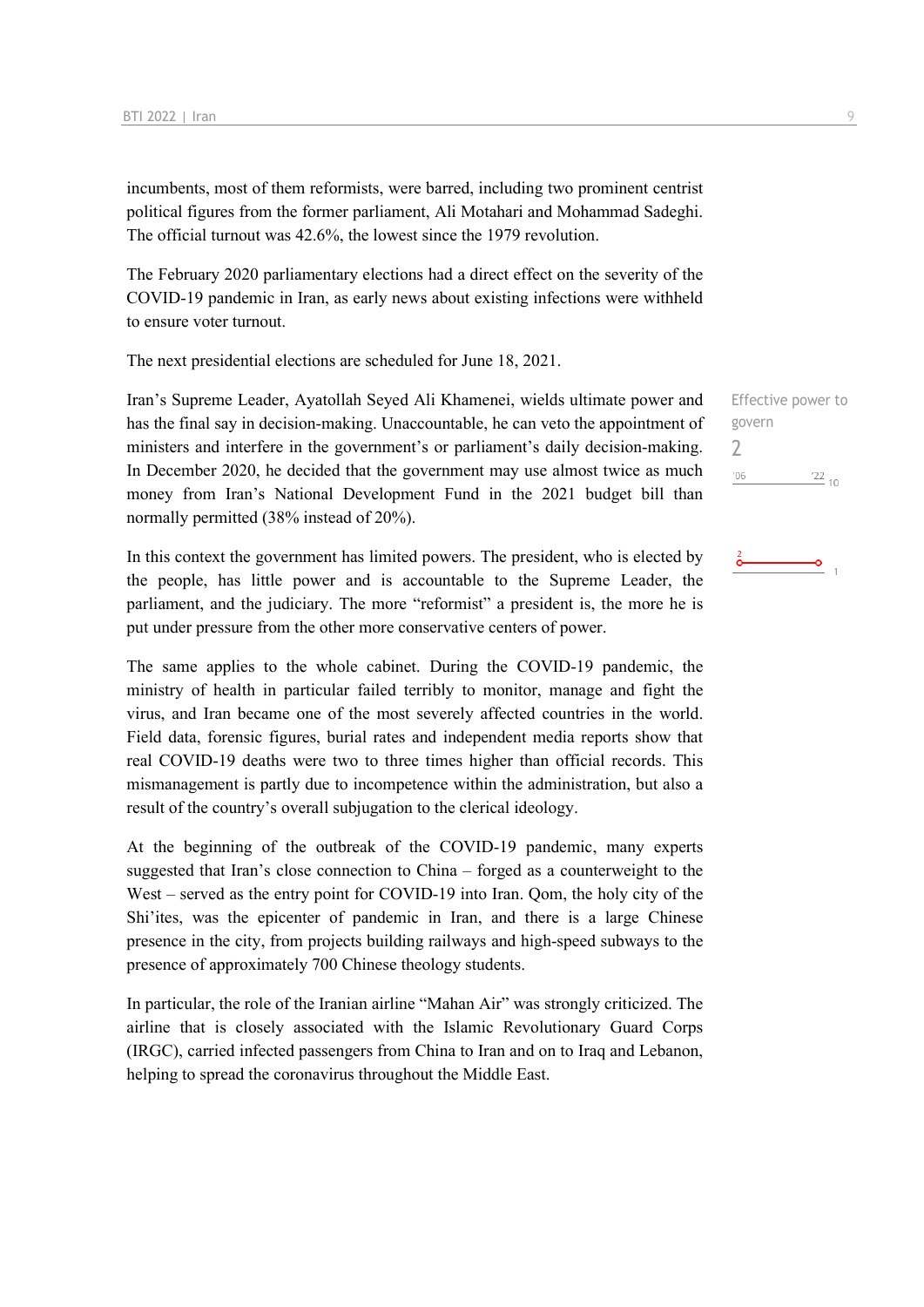incumbents, most of them reformists, were barred, including two prominent centrist political figures from the former parliament, Ali Motahari and Mohammad Sadeghi. The official turnout was 42.6%, the lowest since the 1979 revolution.

The February 2020 parliamentary elections had a direct effect on the severity of the COVID-19 pandemic in Iran, as early news about existing infections were withheld to ensure voter turnout.

The next presidential elections are scheduled for June 18, 2021.

Effective power to govern
2

Iran's Supreme Leader, Ayatollah Seyed Ali Khamenei, wields ultimate power and has the final say in decision-making. Unaccountable, he can veto the appointment of ministers and interfere in the government's or parliament's daily decision-making. In December 2020, he decided that the government may use almost twice as much money from Iran's National Development Fund in the 2021 budget bill than normally permitted (38% instead of 20%).

In this context the government has limited powers. The president, who is elected by the people, has little power and is accountable to the Supreme Leader, the parliament, and the judiciary. The more "reformist" a president is, the more he is put under pressure from the other more conservative centers of power.

The same applies to the whole cabinet. During the COVID-19 pandemic, the ministry of health in particular failed terribly to monitor, manage and fight the virus, and Iran became one of the most severely affected countries in the world. Field data, forensic figures, burial rates and independent media reports show that real COVID-19 deaths were two to three times higher than official records. This mismanagement is partly due to incompetence within the administration, but also a result of the country's overall subjugation to the clerical ideology.

At the beginning of the outbreak of the COVID-19 pandemic, many experts suggested that Iran's close connection to China – forged as a counterweight to the West – served as the entry point for COVID-19 into Iran. Qom, the holy city of the Shi'ites, was the epicenter of pandemic in Iran, and there is a large Chinese presence in the city, from projects building railways and high-speed subways to the presence of approximately 700 Chinese theology students.

In particular, the role of the Iranian airline "Mahan Air" was strongly criticized. The airline that is closely associated with the Islamic Revolutionary Guard Corps (IRGC), carried infected passengers from China to Iran and on to Iraq and Lebanon, helping to spread the coronavirus throughout the Middle East.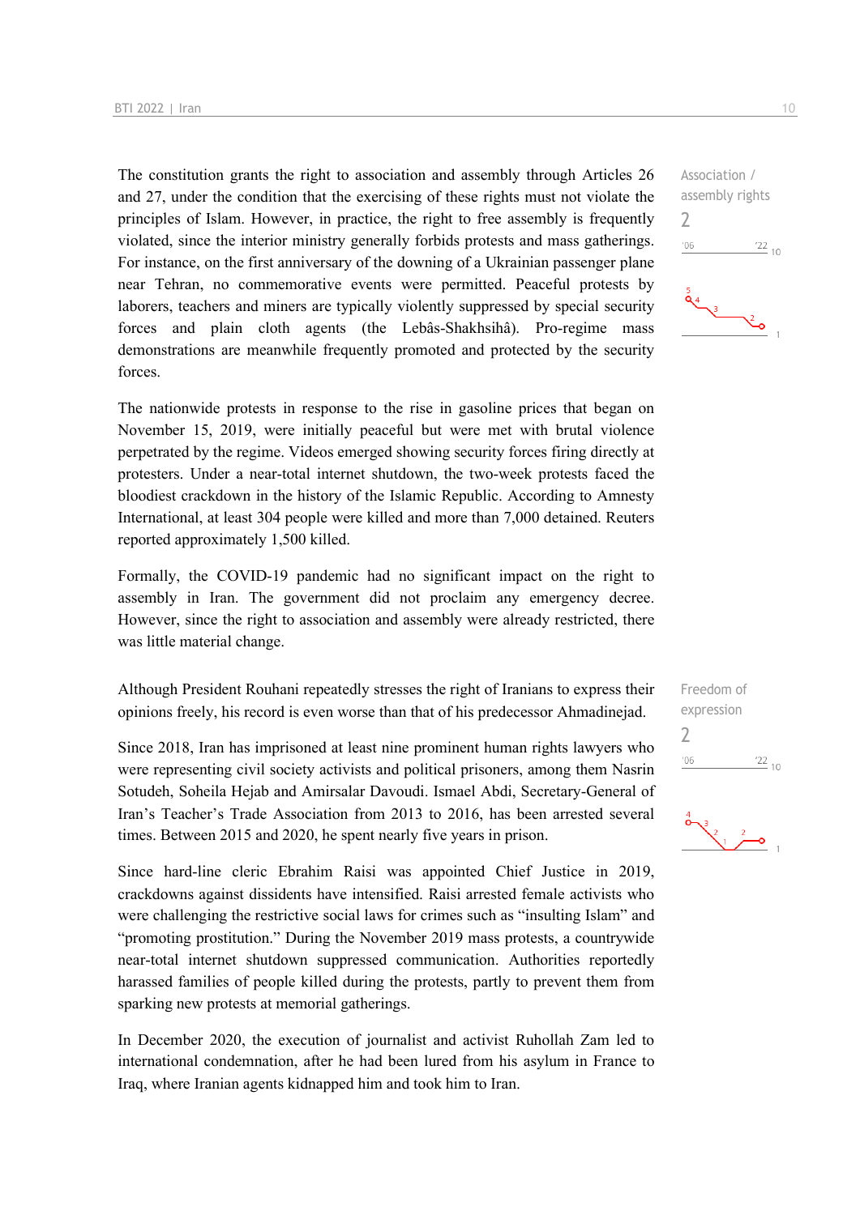The constitution grants the right to association and assembly through Articles 26 and 27, under the condition that the exercising of these rights must not violate the principles of Islam. However, in practice, the right to free assembly is frequently violated, since the interior ministry generally forbids protests and mass gatherings. For instance, on the first anniversary of the downing of a Ukrainian passenger plane near Tehran, no commemorative events were permitted. Peaceful protests by laborers, teachers and miners are typically violently suppressed by special security forces and plain cloth agents (the Lebâs-Shakhsihâ). Pro-regime mass demonstrations are meanwhile frequently promoted and protected by the security forces.

Association / assembly rights
2

The nationwide protests in response to the rise in gasoline prices that began on November 15, 2019, were initially peaceful but were met with brutal violence perpetrated by the regime. Videos emerged showing security forces firing directly at protesters. Under a near-total internet shutdown, the two-week protests faced the bloodiest crackdown in the history of the Islamic Republic. According to Amnesty International, at least 304 people were killed and more than 7,000 detained. Reuters reported approximately 1,500 killed.

Formally, the COVID-19 pandemic had no significant impact on the right to assembly in Iran. The government did not proclaim any emergency decree. However, since the right to association and assembly were already restricted, there was little material change.

Although President Rouhani repeatedly stresses the right of Iranians to express their opinions freely, his record is even worse than that of his predecessor Ahmadinejad.

Freedom of expression
2

Since 2018, Iran has imprisoned at least nine prominent human rights lawyers who were representing civil society activists and political prisoners, among them Nasrin Sotudeh, Soheila Hejab and Amirsalar Davoudi. Ismael Abdi, Secretary-General of Iran's Teacher's Trade Association from 2013 to 2016, has been arrested several times. Between 2015 and 2020, he spent nearly five years in prison.

Since hard-line cleric Ebrahim Raisi was appointed Chief Justice in 2019, crackdowns against dissidents have intensified. Raisi arrested female activists who were challenging the restrictive social laws for crimes such as "insulting Islam" and "promoting prostitution." During the November 2019 mass protests, a countrywide near-total internet shutdown suppressed communication. Authorities reportedly harassed families of people killed during the protests, partly to prevent them from sparking new protests at memorial gatherings.

In December 2020, the execution of journalist and activist Ruhollah Zam led to international condemnation, after he had been lured from his asylum in France to Iraq, where Iranian agents kidnapped him and took him to Iran.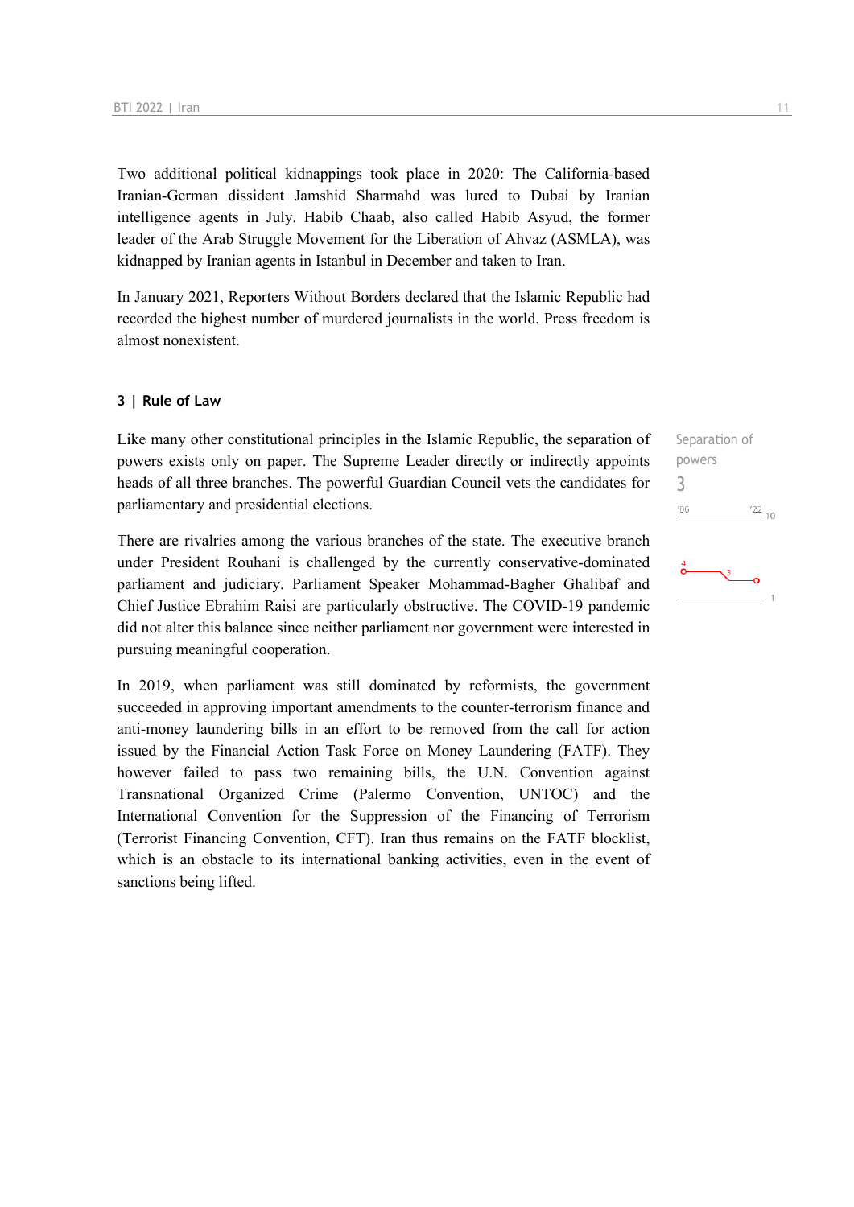Two additional political kidnappings took place in 2020: The California-based Iranian-German dissident Jamshid Sharmahd was lured to Dubai by Iranian intelligence agents in July. Habib Chaab, also called Habib Asyud, the former leader of the Arab Struggle Movement for the Liberation of Ahvaz (ASMLA), was kidnapped by Iranian agents in Istanbul in December and taken to Iran.

In January 2021, Reporters Without Borders declared that the Islamic Republic had recorded the highest number of murdered journalists in the world. Press freedom is almost nonexistent.

### 3 | Rule of Law

Separation of powers
3

Like many other constitutional principles in the Islamic Republic, the separation of powers exists only on paper. The Supreme Leader directly or indirectly appoints heads of all three branches. The powerful Guardian Council vets the candidates for parliamentary and presidential elections.

There are rivalries among the various branches of the state. The executive branch under President Rouhani is challenged by the currently conservative-dominated parliament and judiciary. Parliament Speaker Mohammad-Bagher Ghalibaf and Chief Justice Ebrahim Raisi are particularly obstructive. The COVID-19 pandemic did not alter this balance since neither parliament nor government were interested in pursuing meaningful cooperation.

In 2019, when parliament was still dominated by reformists, the government succeeded in approving important amendments to the counter-terrorism finance and anti-money laundering bills in an effort to be removed from the call for action issued by the Financial Action Task Force on Money Laundering (FATF). They however failed to pass two remaining bills, the U.N. Convention against Transnational Organized Crime (Palermo Convention, UNTOC) and the International Convention for the Suppression of the Financing of Terrorism (Terrorist Financing Convention, CFT). Iran thus remains on the FATF blocklist, which is an obstacle to its international banking activities, even in the event of sanctions being lifted.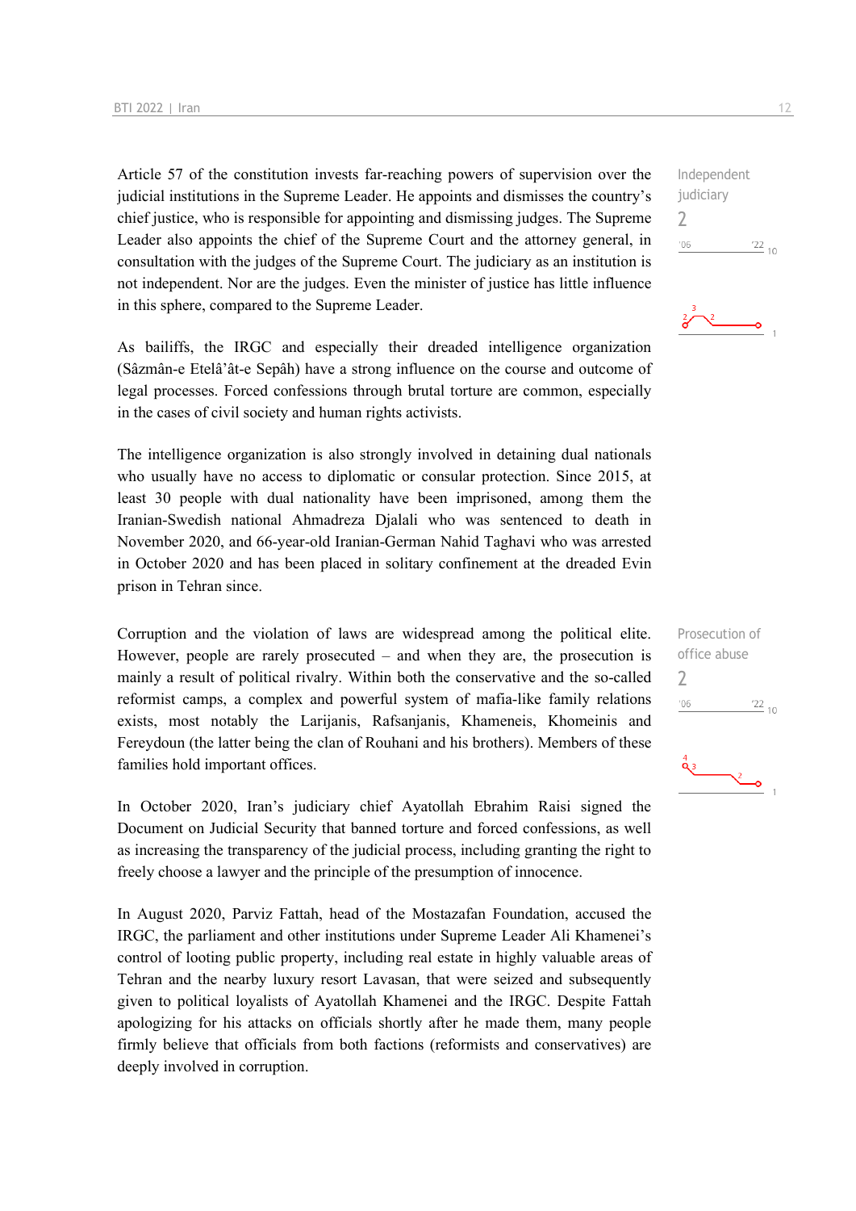Article 57 of the constitution invests far-reaching powers of supervision over the judicial institutions in the Supreme Leader. He appoints and dismisses the country's chief justice, who is responsible for appointing and dismissing judges. The Supreme Leader also appoints the chief of the Supreme Court and the attorney general, in consultation with the judges of the Supreme Court. The judiciary as an institution is not independent. Nor are the judges. Even the minister of justice has little influence in this sphere, compared to the Supreme Leader.

Independent judiciary
2

As bailiffs, the IRGC and especially their dreaded intelligence organization (Sâzmân-e Etelâ'ât-e Sepâh) have a strong influence on the course and outcome of legal processes. Forced confessions through brutal torture are common, especially in the cases of civil society and human rights activists.

The intelligence organization is also strongly involved in detaining dual nationals who usually have no access to diplomatic or consular protection. Since 2015, at least 30 people with dual nationality have been imprisoned, among them the Iranian-Swedish national Ahmadreza Djalali who was sentenced to death in November 2020, and 66-year-old Iranian-German Nahid Taghavi who was arrested in October 2020 and has been placed in solitary confinement at the dreaded Evin prison in Tehran since.

Corruption and the violation of laws are widespread among the political elite. However, people are rarely prosecuted – and when they are, the prosecution is mainly a result of political rivalry. Within both the conservative and the so-called reformist camps, a complex and powerful system of mafia-like family relations exists, most notably the Larijanis, Rafsanjanis, Khameneis, Khomeinis and Fereydoun (the latter being the clan of Rouhani and his brothers). Members of these families hold important offices.

Prosecution of office abuse
2

In October 2020, Iran's judiciary chief Ayatollah Ebrahim Raisi signed the Document on Judicial Security that banned torture and forced confessions, as well as increasing the transparency of the judicial process, including granting the right to freely choose a lawyer and the principle of the presumption of innocence.

In August 2020, Parviz Fattah, head of the Mostazafan Foundation, accused the IRGC, the parliament and other institutions under Supreme Leader Ali Khamenei's control of looting public property, including real estate in highly valuable areas of Tehran and the nearby luxury resort Lavasan, that were seized and subsequently given to political loyalists of Ayatollah Khamenei and the IRGC. Despite Fattah apologizing for his attacks on officials shortly after he made them, many people firmly believe that officials from both factions (reformists and conservatives) are deeply involved in corruption.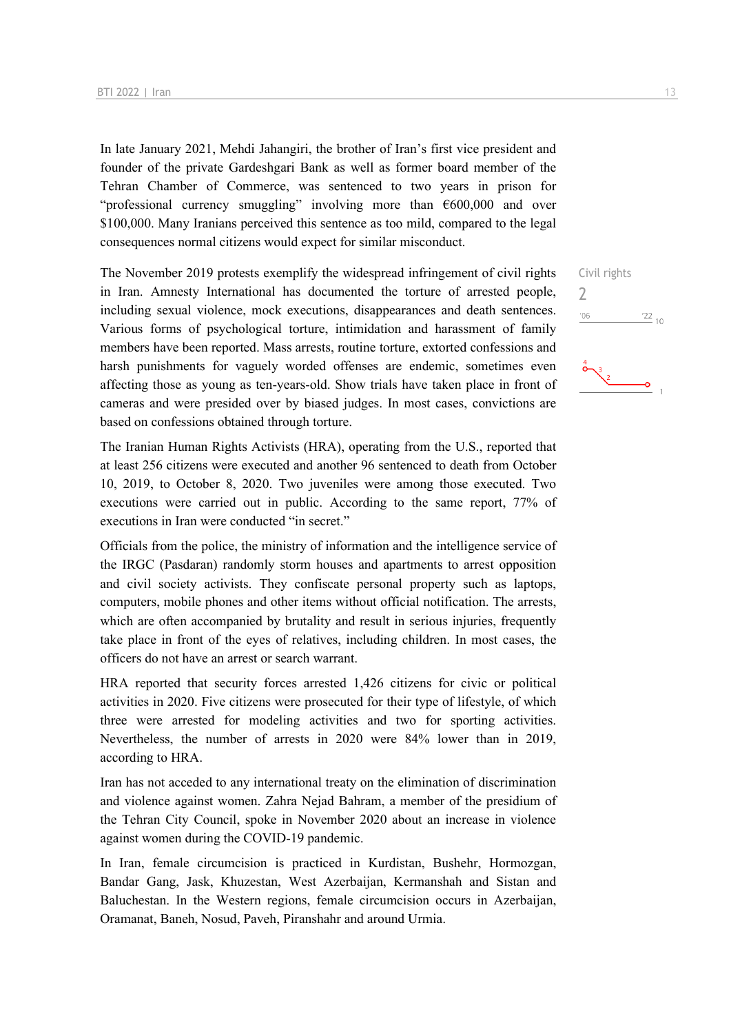In late January 2021, Mehdi Jahangiri, the brother of Iran's first vice president and founder of the private Gardeshgari Bank as well as former board member of the Tehran Chamber of Commerce, was sentenced to two years in prison for "professional currency smuggling" involving more than €600,000 and over $100,000. Many Iranians perceived this sentence as too mild, compared to the legal consequences normal citizens would expect for similar misconduct.

Civil rights
2

The November 2019 protests exemplify the widespread infringement of civil rights in Iran. Amnesty International has documented the torture of arrested people, including sexual violence, mock executions, disappearances and death sentences. Various forms of psychological torture, intimidation and harassment of family members have been reported. Mass arrests, routine torture, extorted confessions and harsh punishments for vaguely worded offenses are endemic, sometimes even affecting those as young as ten-years-old. Show trials have taken place in front of cameras and were presided over by biased judges. In most cases, convictions are based on confessions obtained through torture.

The Iranian Human Rights Activists (HRA), operating from the U.S., reported that at least 256 citizens were executed and another 96 sentenced to death from October 10, 2019, to October 8, 2020. Two juveniles were among those executed. Two executions were carried out in public. According to the same report, 77% of executions in Iran were conducted "in secret."

Officials from the police, the ministry of information and the intelligence service of the IRGC (Pasdaran) randomly storm houses and apartments to arrest opposition and civil society activists. They confiscate personal property such as laptops, computers, mobile phones and other items without official notification. The arrests, which are often accompanied by brutality and result in serious injuries, frequently take place in front of the eyes of relatives, including children. In most cases, the officers do not have an arrest or search warrant.

HRA reported that security forces arrested 1,426 citizens for civic or political activities in 2020. Five citizens were prosecuted for their type of lifestyle, of which three were arrested for modeling activities and two for sporting activities. Nevertheless, the number of arrests in 2020 were 84% lower than in 2019, according to HRA.

Iran has not acceded to any international treaty on the elimination of discrimination and violence against women. Zahra Nejad Bahram, a member of the presidium of the Tehran City Council, spoke in November 2020 about an increase in violence against women during the COVID-19 pandemic.

In Iran, female circumcision is practiced in Kurdistan, Bushehr, Hormozgan, Bandar Gang, Jask, Khuzestan, West Azerbaijan, Kermanshah and Sistan and Baluchestan. In the Western regions, female circumcision occurs in Azerbaijan, Oramanat, Baneh, Nosud, Paveh, Piranshahr and around Urmia.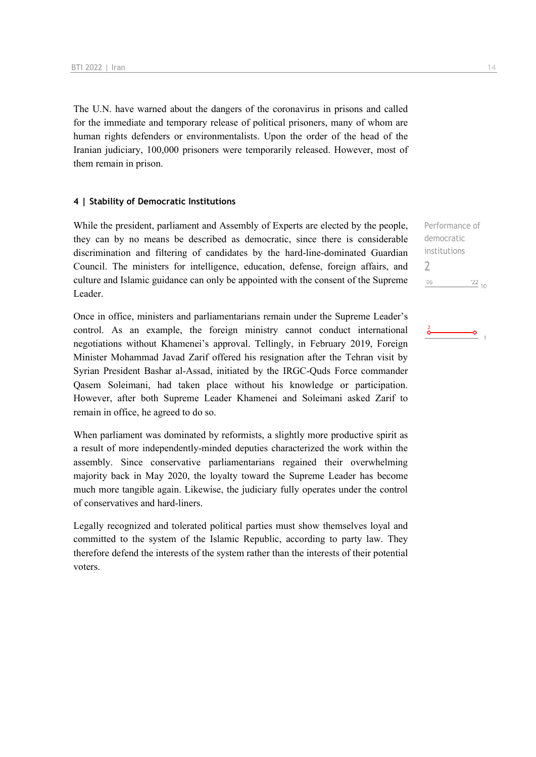The U.N. have warned about the dangers of the coronavirus in prisons and called for the immediate and temporary release of political prisoners, many of whom are human rights defenders or environmentalists. Upon the order of the head of the Iranian judiciary, 100,000 prisoners were temporarily released. However, most of them remain in prison.

#### 4 | Stability of Democratic Institutions

Performance of democratic institutions
2

While the president, parliament and Assembly of Experts are elected by the people, they can by no means be described as democratic, since there is considerable discrimination and filtering of candidates by the hard-line-dominated Guardian Council. The ministers for intelligence, education, defense, foreign affairs, and culture and Islamic guidance can only be appointed with the consent of the Supreme Leader.

Once in office, ministers and parliamentarians remain under the Supreme Leader's control. As an example, the foreign ministry cannot conduct international negotiations without Khamenei's approval. Tellingly, in February 2019, Foreign Minister Mohammad Javad Zarif offered his resignation after the Tehran visit by Syrian President Bashar al-Assad, initiated by the IRGC-Quds Force commander Qasem Soleimani, had taken place without his knowledge or participation. However, after both Supreme Leader Khamenei and Soleimani asked Zarif to remain in office, he agreed to do so.

When parliament was dominated by reformists, a slightly more productive spirit as a result of more independently-minded deputies characterized the work within the assembly. Since conservative parliamentarians regained their overwhelming majority back in May 2020, the loyalty toward the Supreme Leader has become much more tangible again. Likewise, the judiciary fully operates under the control of conservatives and hard-liners.

Legally recognized and tolerated political parties must show themselves loyal and committed to the system of the Islamic Republic, according to party law. They therefore defend the interests of the system rather than the interests of their potential voters.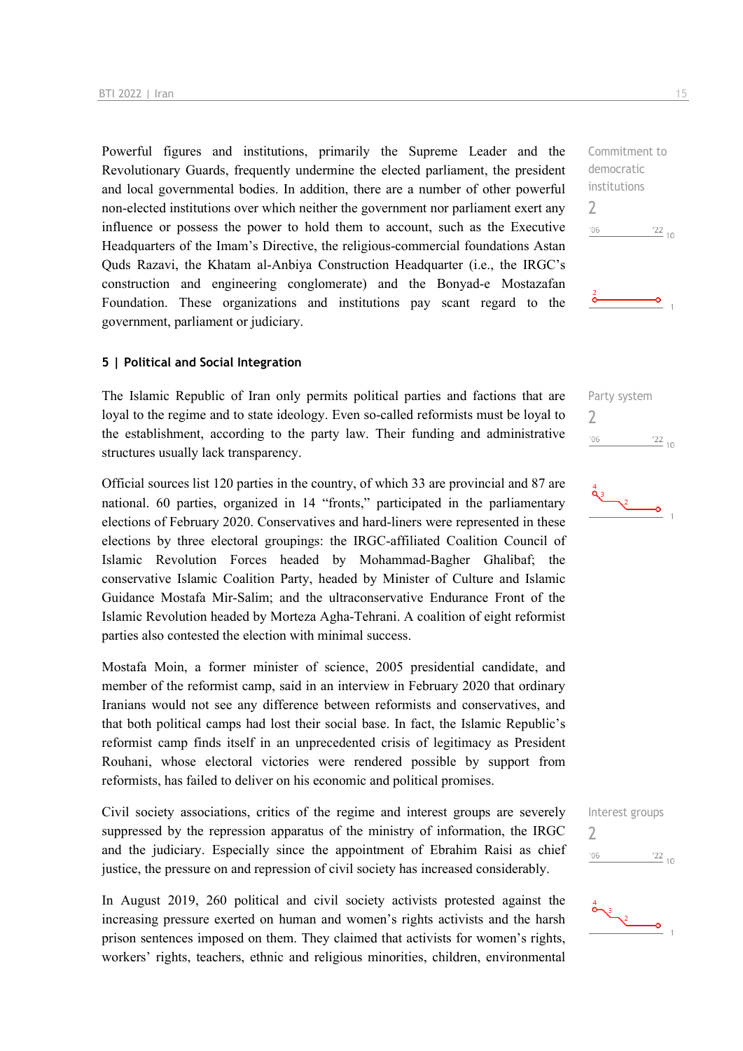Powerful figures and institutions, primarily the Supreme Leader and the Revolutionary Guards, frequently undermine the elected parliament, the president and local governmental bodies. In addition, there are a number of other powerful non-elected institutions over which neither the government nor parliament exert any influence or possess the power to hold them to account, such as the Executive Headquarters of the Imam's Directive, the religious-commercial foundations Astan Quds Razavi, the Khatam al-Anbiya Construction Headquarter (i.e., the IRGC's construction and engineering conglomerate) and the Bonyad-e Mostazafan Foundation. These organizations and institutions pay scant regard to the government, parliament or judiciary.

Commitment to democratic institutions
2

## 5 | Political and Social Integration

Party system
2

The Islamic Republic of Iran only permits political parties and factions that are loyal to the regime and to state ideology. Even so-called reformists must be loyal to the establishment, according to the party law. Their funding and administrative structures usually lack transparency.

Official sources list 120 parties in the country, of which 33 are provincial and 87 are national. 60 parties, organized in 14 "fronts," participated in the parliamentary elections of February 2020. Conservatives and hard-liners were represented in these elections by three electoral groupings: the IRGC-affiliated Coalition Council of Islamic Revolution Forces headed by Mohammad-Bagher Ghalibaf; the conservative Islamic Coalition Party, headed by Minister of Culture and Islamic Guidance Mostafa Mir-Salim; and the ultraconservative Endurance Front of the Islamic Revolution headed by Morteza Agha-Tehrani. A coalition of eight reformist parties also contested the election with minimal success.

Mostafa Moin, a former minister of science, 2005 presidential candidate, and member of the reformist camp, said in an interview in February 2020 that ordinary Iranians would not see any difference between reformists and conservatives, and that both political camps had lost their social base. In fact, the Islamic Republic's reformist camp finds itself in an unprecedented crisis of legitimacy as President Rouhani, whose electoral victories were rendered possible by support from reformists, has failed to deliver on his economic and political promises.

Interest groups
2

Civil society associations, critics of the regime and interest groups are severely suppressed by the repression apparatus of the ministry of information, the IRGC and the judiciary. Especially since the appointment of Ebrahim Raisi as chief justice, the pressure on and repression of civil society has increased considerably.

In August 2019, 260 political and civil society activists protested against the increasing pressure exerted on human and women's rights activists and the harsh prison sentences imposed on them. They claimed that activists for women's rights, workers' rights, teachers, ethnic and religious minorities, children, environmental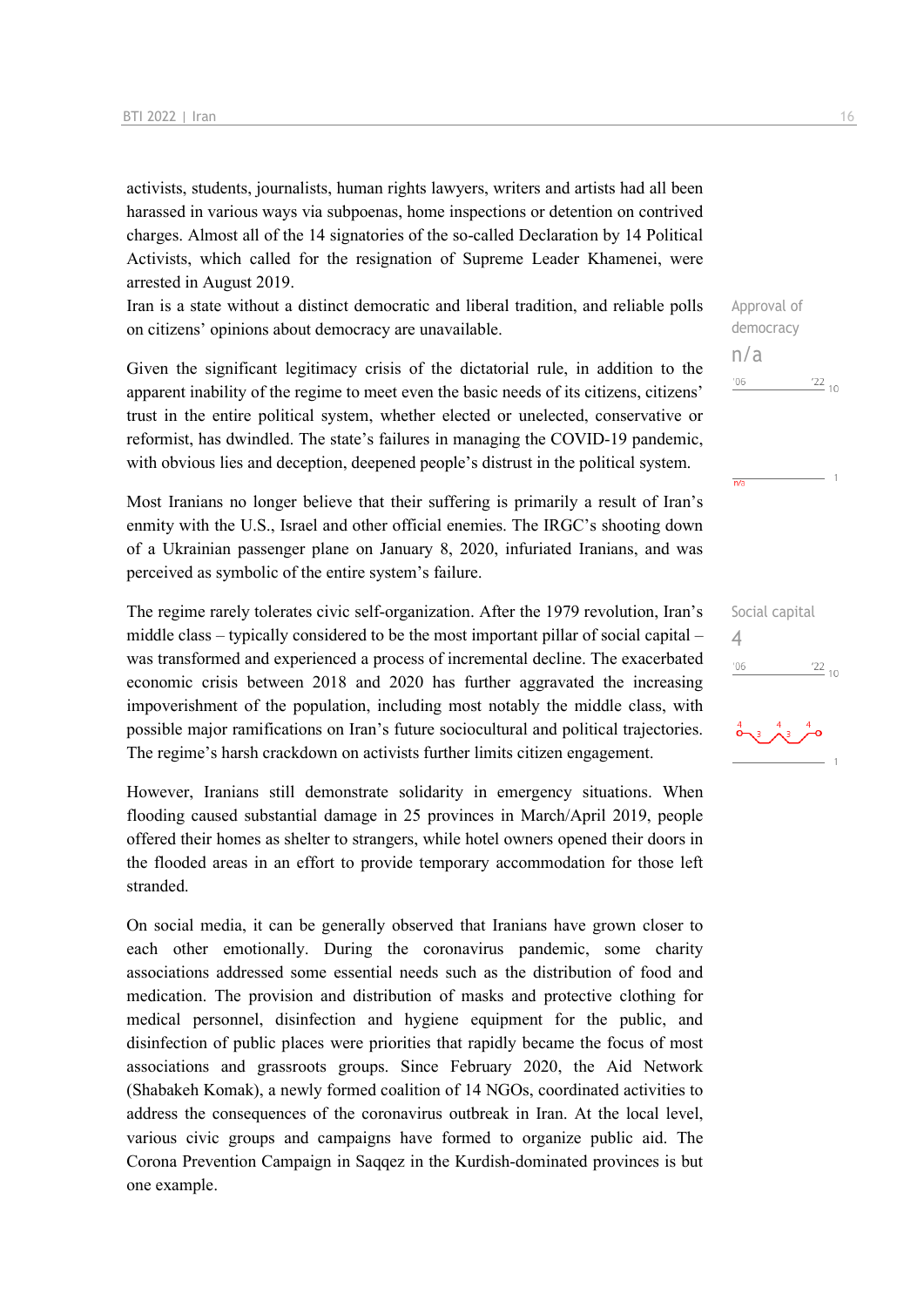activists, students, journalists, human rights lawyers, writers and artists had all been harassed in various ways via subpoenas, home inspections or detention on contrived charges. Almost all of the 14 signatories of the so-called Declaration by 14 Political Activists, which called for the resignation of Supreme Leader Khamenei, were arrested in August 2019.

Iran is a state without a distinct democratic and liberal tradition, and reliable polls on citizens' opinions about democracy are unavailable.

Approval of democracy
n/a

Given the significant legitimacy crisis of the dictatorial rule, in addition to the apparent inability of the regime to meet even the basic needs of its citizens, citizens' trust in the entire political system, whether elected or unelected, conservative or reformist, has dwindled. The state's failures in managing the COVID-19 pandemic, with obvious lies and deception, deepened people's distrust in the political system.

Most Iranians no longer believe that their suffering is primarily a result of Iran's enmity with the U.S., Israel and other official enemies. The IRGC's shooting down of a Ukrainian passenger plane on January 8, 2020, infuriated Iranians, and was perceived as symbolic of the entire system's failure.

The regime rarely tolerates civic self-organization. After the 1979 revolution, Iran's middle class – typically considered to be the most important pillar of social capital – was transformed and experienced a process of incremental decline. The exacerbated economic crisis between 2018 and 2020 has further aggravated the increasing impoverishment of the population, including most notably the middle class, with possible major ramifications on Iran's future sociocultural and political trajectories. The regime's harsh crackdown on activists further limits citizen engagement.

Social capital
4

However, Iranians still demonstrate solidarity in emergency situations. When flooding caused substantial damage in 25 provinces in March/April 2019, people offered their homes as shelter to strangers, while hotel owners opened their doors in the flooded areas in an effort to provide temporary accommodation for those left stranded.

On social media, it can be generally observed that Iranians have grown closer to each other emotionally. During the coronavirus pandemic, some charity associations addressed some essential needs such as the distribution of food and medication. The provision and distribution of masks and protective clothing for medical personnel, disinfection and hygiene equipment for the public, and disinfection of public places were priorities that rapidly became the focus of most associations and grassroots groups. Since February 2020, the Aid Network (Shabakeh Komak), a newly formed coalition of 14 NGOs, coordinated activities to address the consequences of the coronavirus outbreak in Iran. At the local level, various civic groups and campaigns have formed to organize public aid. The Corona Prevention Campaign in Saqqez in the Kurdish-dominated provinces is but one example.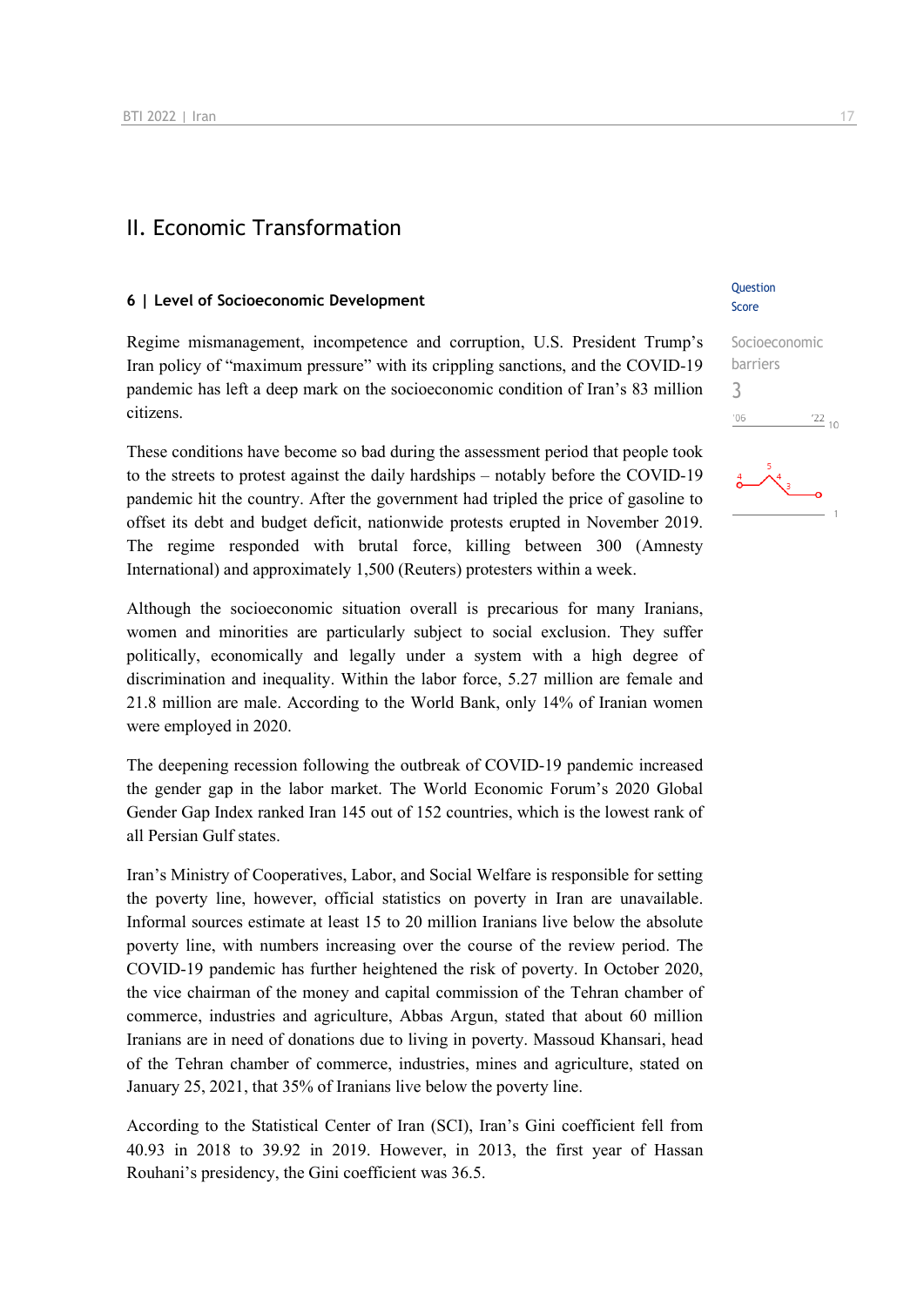## II. Economic Transformation

### 6 | Level of Socioeconomic Development

Question Score

Socioeconomic barriers

3

Regime mismanagement, incompetence and corruption, U.S. President Trump's Iran policy of "maximum pressure" with its crippling sanctions, and the COVID-19 pandemic has left a deep mark on the socioeconomic condition of Iran's 83 million citizens.

These conditions have become so bad during the assessment period that people took to the streets to protest against the daily hardships – notably before the COVID-19 pandemic hit the country. After the government had tripled the price of gasoline to offset its debt and budget deficit, nationwide protests erupted in November 2019. The regime responded with brutal force, killing between 300 (Amnesty International) and approximately 1,500 (Reuters) protesters within a week.

Although the socioeconomic situation overall is precarious for many Iranians, women and minorities are particularly subject to social exclusion. They suffer politically, economically and legally under a system with a high degree of discrimination and inequality. Within the labor force, 5.27 million are female and 21.8 million are male. According to the World Bank, only 14% of Iranian women were employed in 2020.

The deepening recession following the outbreak of COVID-19 pandemic increased the gender gap in the labor market. The World Economic Forum's 2020 Global Gender Gap Index ranked Iran 145 out of 152 countries, which is the lowest rank of all Persian Gulf states.

Iran's Ministry of Cooperatives, Labor, and Social Welfare is responsible for setting the poverty line, however, official statistics on poverty in Iran are unavailable. Informal sources estimate at least 15 to 20 million Iranians live below the absolute poverty line, with numbers increasing over the course of the review period. The COVID-19 pandemic has further heightened the risk of poverty. In October 2020, the vice chairman of the money and capital commission of the Tehran chamber of commerce, industries and agriculture, Abbas Argun, stated that about 60 million Iranians are in need of donations due to living in poverty. Massoud Khansari, head of the Tehran chamber of commerce, industries, mines and agriculture, stated on January 25, 2021, that 35% of Iranians live below the poverty line.

According to the Statistical Center of Iran (SCI), Iran's Gini coefficient fell from 40.93 in 2018 to 39.92 in 2019. However, in 2013, the first year of Hassan Rouhani's presidency, the Gini coefficient was 36.5.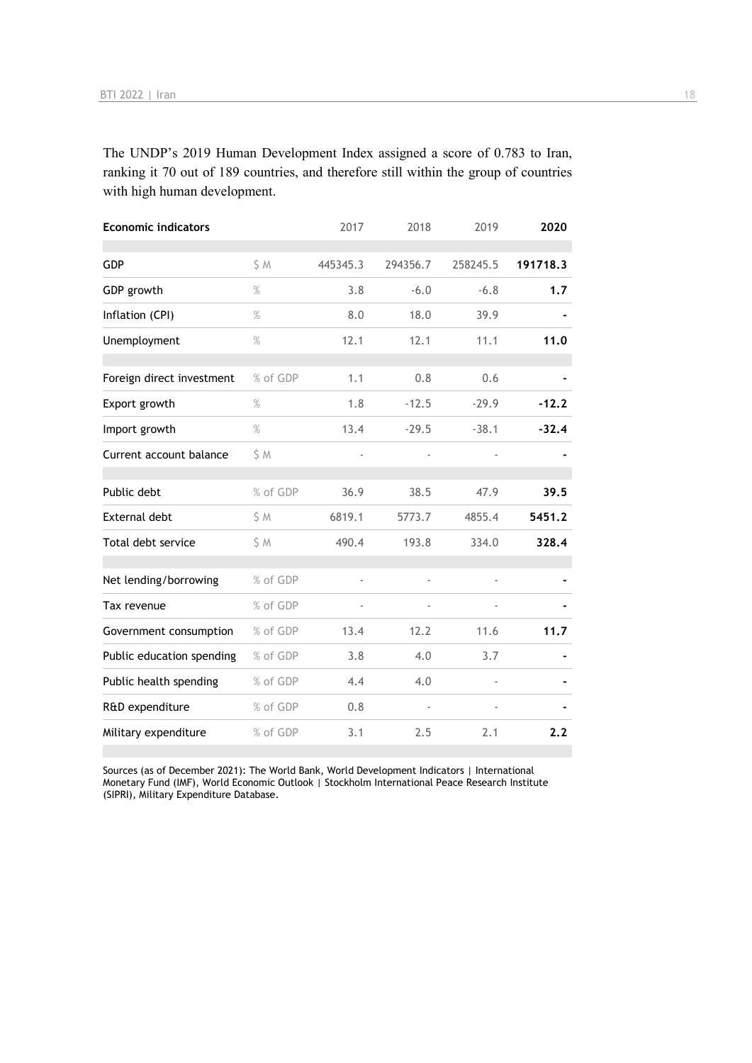The UNDP's 2019 Human Development Index assigned a score of 0.783 to Iran, ranking it 70 out of 189 countries, and therefore still within the group of countries with high human development.

| Economic indicators | | 2017 | 2018 | 2019 | 2020 |
|---|---|---|---|---|---|
| GDP | $ M | 445345.3 | 294356.7 | 258245.5 | **191718.3** |
| GDP growth | % | 3.8 | -6.0 | -6.8 | **1.7** |
| Inflation (CPI) | % | 8.0 | 18.0 | 39.9 | **-** |
| Unemployment | % | 12.1 | 12.1 | 11.1 | **11.0** |
| Foreign direct investment | % of GDP | 1.1 | 0.8 | 0.6 | **-** |
| Export growth | % | 1.8 | -12.5 | -29.9 | **-12.2** |
| Import growth | % | 13.4 | -29.5 | -38.1 | **-32.4** |
| Current account balance | $ M | - | - | - | **-** |
| Public debt | % of GDP | 36.9 | 38.5 | 47.9 | **39.5** |
| External debt | $ M | 6819.1 | 5773.7 | 4855.4 | **5451.2** |
| Total debt service | $ M | 490.4 | 193.8 | 334.0 | **328.4** |
| Net lending/borrowing | % of GDP | - | - | - | **-** |
| Tax revenue | % of GDP | - | - | - | **-** |
| Government consumption | % of GDP | 13.4 | 12.2 | 11.6 | **11.7** |
| Public education spending | % of GDP | 3.8 | 4.0 | 3.7 | **-** |
| Public health spending | % of GDP | 4.4 | 4.0 | - | **-** |
| R&D expenditure | % of GDP | 0.8 | - | - | **-** |
| Military expenditure | % of GDP | 3.1 | 2.5 | 2.1 | **2.2** |

Sources (as of December 2021): The World Bank, World Development Indicators | International Monetary Fund (IMF), World Economic Outlook | Stockholm International Peace Research Institute (SIPRI), Military Expenditure Database.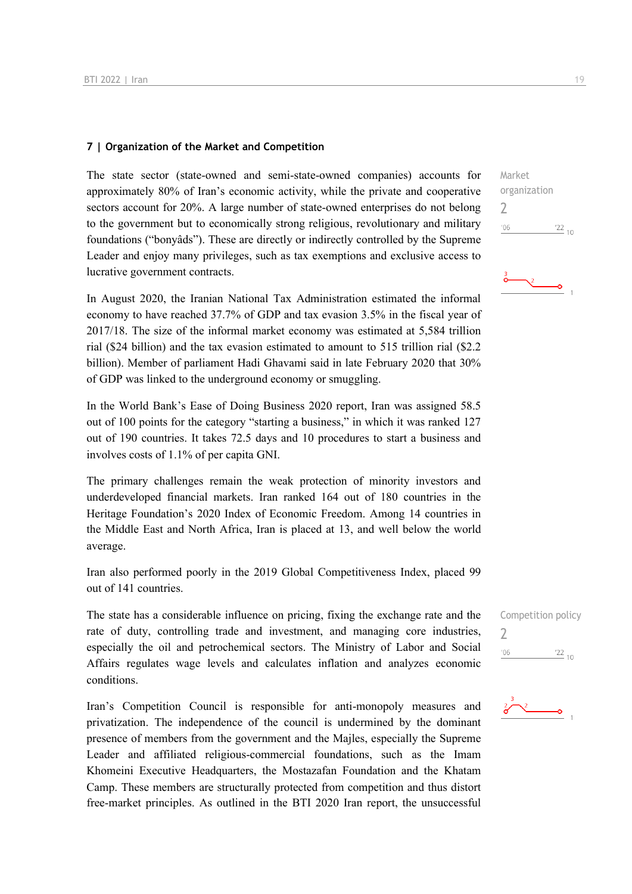### 7 | Organization of the Market and Competition

Market organization
2

The state sector (state-owned and semi-state-owned companies) accounts for approximately 80% of Iran's economic activity, while the private and cooperative sectors account for 20%. A large number of state-owned enterprises do not belong to the government but to economically strong religious, revolutionary and military foundations ("bonyâds"). These are directly or indirectly controlled by the Supreme Leader and enjoy many privileges, such as tax exemptions and exclusive access to lucrative government contracts.

In August 2020, the Iranian National Tax Administration estimated the informal economy to have reached 37.7% of GDP and tax evasion 3.5% in the fiscal year of 2017/18. The size of the informal market economy was estimated at 5,584 trillion rial ($24 billion) and the tax evasion estimated to amount to 515 trillion rial ($2.2 billion). Member of parliament Hadi Ghavami said in late February 2020 that 30% of GDP was linked to the underground economy or smuggling.

In the World Bank's Ease of Doing Business 2020 report, Iran was assigned 58.5 out of 100 points for the category "starting a business," in which it was ranked 127 out of 190 countries. It takes 72.5 days and 10 procedures to start a business and involves costs of 1.1% of per capita GNI.

The primary challenges remain the weak protection of minority investors and underdeveloped financial markets. Iran ranked 164 out of 180 countries in the Heritage Foundation's 2020 Index of Economic Freedom. Among 14 countries in the Middle East and North Africa, Iran is placed at 13, and well below the world average.

Iran also performed poorly in the 2019 Global Competitiveness Index, placed 99 out of 141 countries.

Competition policy
2

The state has a considerable influence on pricing, fixing the exchange rate and the rate of duty, controlling trade and investment, and managing core industries, especially the oil and petrochemical sectors. The Ministry of Labor and Social Affairs regulates wage levels and calculates inflation and analyzes economic conditions.

Iran's Competition Council is responsible for anti-monopoly measures and privatization. The independence of the council is undermined by the dominant presence of members from the government and the Majles, especially the Supreme Leader and affiliated religious-commercial foundations, such as the Imam Khomeini Executive Headquarters, the Mostazafan Foundation and the Khatam Camp. These members are structurally protected from competition and thus distort free-market principles. As outlined in the BTI 2020 Iran report, the unsuccessful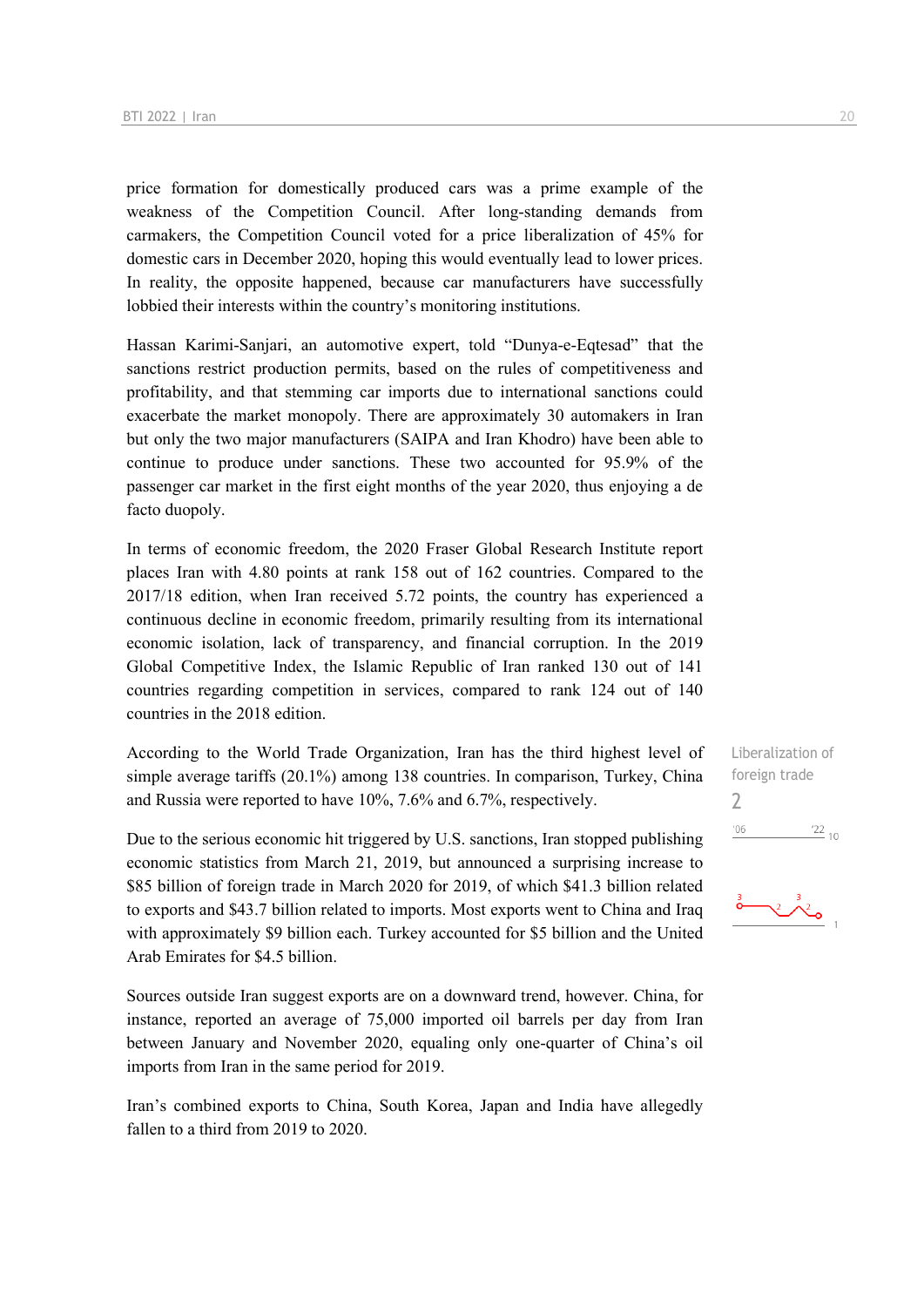price formation for domestically produced cars was a prime example of the weakness of the Competition Council. After long-standing demands from carmakers, the Competition Council voted for a price liberalization of 45% for domestic cars in December 2020, hoping this would eventually lead to lower prices. In reality, the opposite happened, because car manufacturers have successfully lobbied their interests within the country's monitoring institutions.

Hassan Karimi-Sanjari, an automotive expert, told "Dunya-e-Eqtesad" that the sanctions restrict production permits, based on the rules of competitiveness and profitability, and that stemming car imports due to international sanctions could exacerbate the market monopoly. There are approximately 30 automakers in Iran but only the two major manufacturers (SAIPA and Iran Khodro) have been able to continue to produce under sanctions. These two accounted for 95.9% of the passenger car market in the first eight months of the year 2020, thus enjoying a de facto duopoly.

In terms of economic freedom, the 2020 Fraser Global Research Institute report places Iran with 4.80 points at rank 158 out of 162 countries. Compared to the 2017/18 edition, when Iran received 5.72 points, the country has experienced a continuous decline in economic freedom, primarily resulting from its international economic isolation, lack of transparency, and financial corruption. In the 2019 Global Competitive Index, the Islamic Republic of Iran ranked 130 out of 141 countries regarding competition in services, compared to rank 124 out of 140 countries in the 2018 edition.

Liberalization of foreign trade
2

According to the World Trade Organization, Iran has the third highest level of simple average tariffs (20.1%) among 138 countries. In comparison, Turkey, China and Russia were reported to have 10%, 7.6% and 6.7%, respectively.

Due to the serious economic hit triggered by U.S. sanctions, Iran stopped publishing economic statistics from March 21, 2019, but announced a surprising increase to $85 billion of foreign trade in March 2020 for 2019, of which $41.3 billion related to exports and $43.7 billion related to imports. Most exports went to China and Iraq with approximately $9 billion each. Turkey accounted for $5 billion and the United Arab Emirates for $4.5 billion.

Sources outside Iran suggest exports are on a downward trend, however. China, for instance, reported an average of 75,000 imported oil barrels per day from Iran between January and November 2020, equaling only one-quarter of China's oil imports from Iran in the same period for 2019.

Iran's combined exports to China, South Korea, Japan and India have allegedly fallen to a third from 2019 to 2020.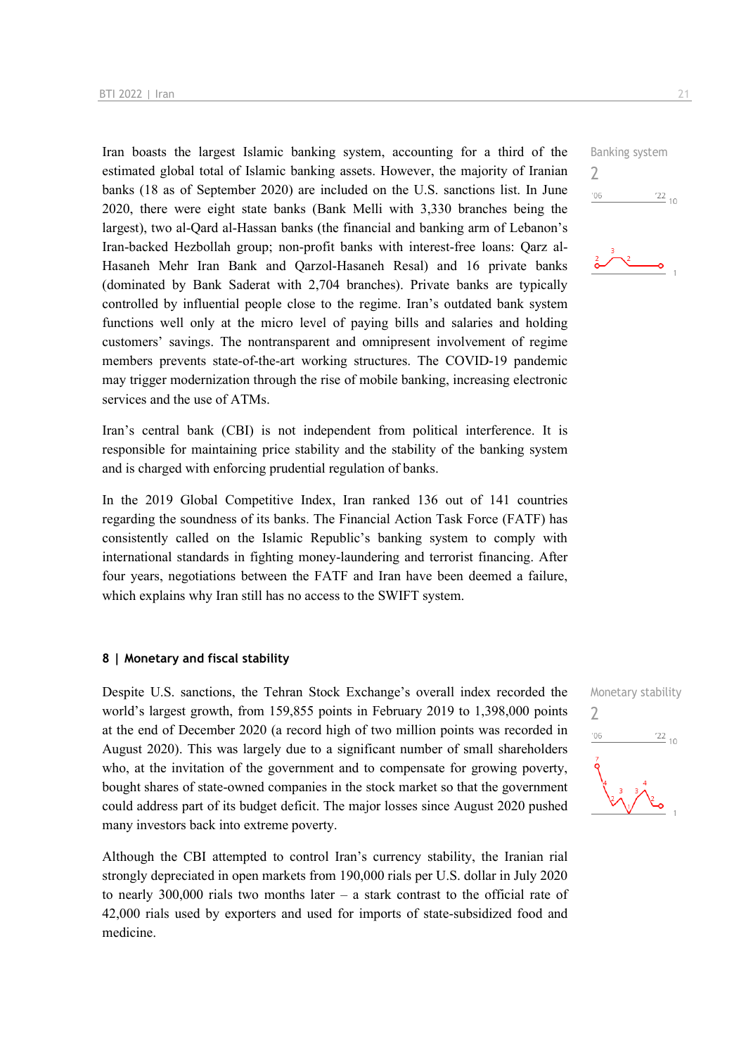Iran boasts the largest Islamic banking system, accounting for a third of the estimated global total of Islamic banking assets. However, the majority of Iranian banks (18 as of September 2020) are included on the U.S. sanctions list. In June 2020, there were eight state banks (Bank Melli with 3,330 branches being the largest), two al-Qard al-Hassan banks (the financial and banking arm of Lebanon's Iran-backed Hezbollah group; non-profit banks with interest-free loans: Qarz al-Hasaneh Mehr Iran Bank and Qarzol-Hasaneh Resal) and 16 private banks (dominated by Bank Saderat with 2,704 branches). Private banks are typically controlled by influential people close to the regime. Iran's outdated bank system functions well only at the micro level of paying bills and salaries and holding customers' savings. The nontransparent and omnipresent involvement of regime members prevents state-of-the-art working structures. The COVID-19 pandemic may trigger modernization through the rise of mobile banking, increasing electronic services and the use of ATMs.

Banking system
2

Iran's central bank (CBI) is not independent from political interference. It is responsible for maintaining price stability and the stability of the banking system and is charged with enforcing prudential regulation of banks.

In the 2019 Global Competitive Index, Iran ranked 136 out of 141 countries regarding the soundness of its banks. The Financial Action Task Force (FATF) has consistently called on the Islamic Republic's banking system to comply with international standards in fighting money-laundering and terrorist financing. After four years, negotiations between the FATF and Iran have been deemed a failure, which explains why Iran still has no access to the SWIFT system.

## 8 | Monetary and fiscal stability

Despite U.S. sanctions, the Tehran Stock Exchange's overall index recorded the world's largest growth, from 159,855 points in February 2019 to 1,398,000 points at the end of December 2020 (a record high of two million points was recorded in August 2020). This was largely due to a significant number of small shareholders who, at the invitation of the government and to compensate for growing poverty, bought shares of state-owned companies in the stock market so that the government could address part of its budget deficit. The major losses since August 2020 pushed many investors back into extreme poverty.

Monetary stability
2

Although the CBI attempted to control Iran's currency stability, the Iranian rial strongly depreciated in open markets from 190,000 rials per U.S. dollar in July 2020 to nearly 300,000 rials two months later – a stark contrast to the official rate of 42,000 rials used by exporters and used for imports of state-subsidized food and medicine.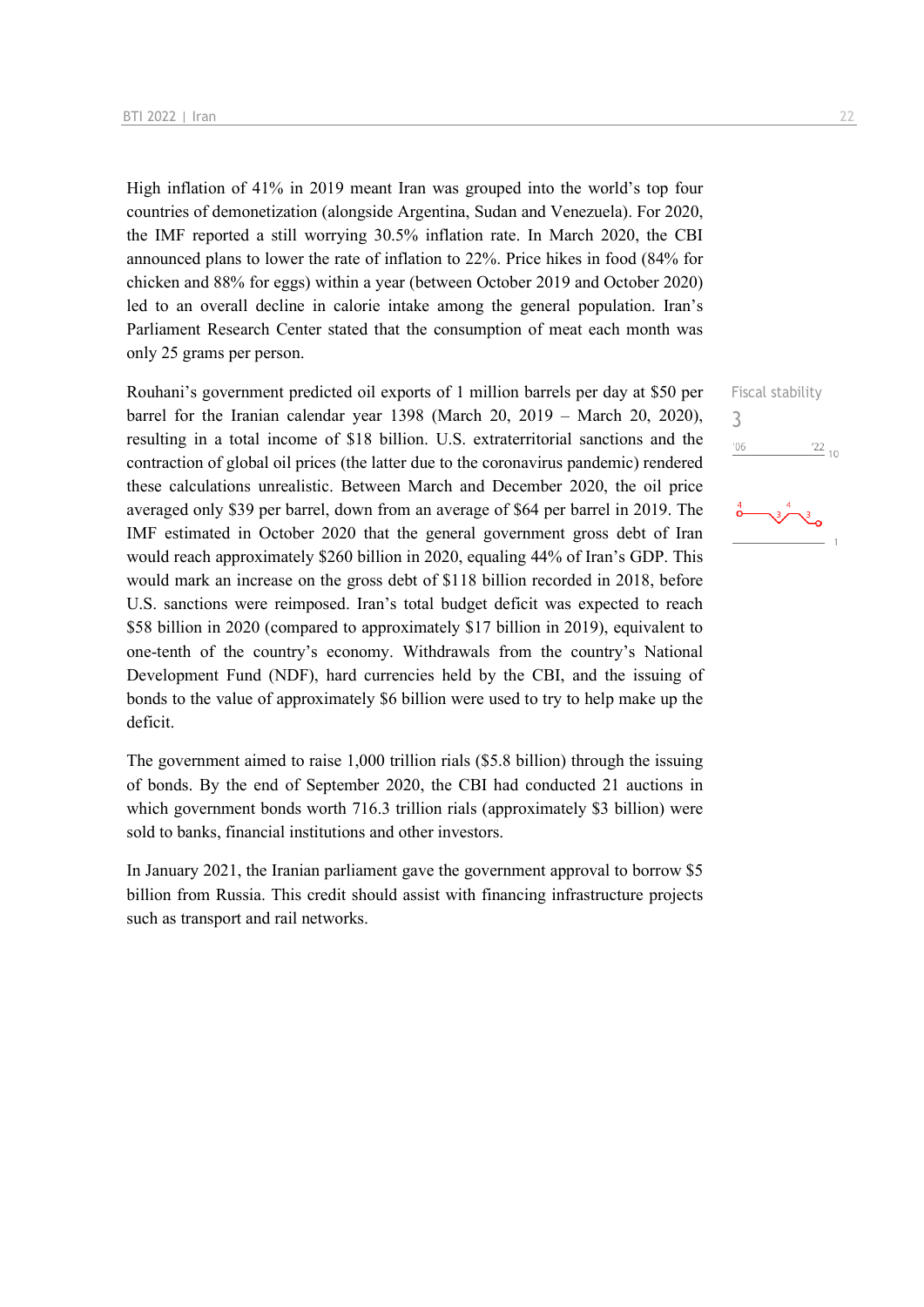High inflation of 41% in 2019 meant Iran was grouped into the world's top four countries of demonetization (alongside Argentina, Sudan and Venezuela). For 2020, the IMF reported a still worrying 30.5% inflation rate. In March 2020, the CBI announced plans to lower the rate of inflation to 22%. Price hikes in food (84% for chicken and 88% for eggs) within a year (between October 2019 and October 2020) led to an overall decline in calorie intake among the general population. Iran's Parliament Research Center stated that the consumption of meat each month was only 25 grams per person.

Fiscal stability

3

Rouhani's government predicted oil exports of 1 million barrels per day at $50 per barrel for the Iranian calendar year 1398 (March 20, 2019 – March 20, 2020), resulting in a total income of $18 billion. U.S. extraterritorial sanctions and the contraction of global oil prices (the latter due to the coronavirus pandemic) rendered these calculations unrealistic. Between March and December 2020, the oil price averaged only $39 per barrel, down from an average of $64 per barrel in 2019. The IMF estimated in October 2020 that the general government gross debt of Iran would reach approximately $260 billion in 2020, equaling 44% of Iran's GDP. This would mark an increase on the gross debt of $118 billion recorded in 2018, before U.S. sanctions were reimposed. Iran's total budget deficit was expected to reach $58 billion in 2020 (compared to approximately $17 billion in 2019), equivalent to one-tenth of the country's economy. Withdrawals from the country's National Development Fund (NDF), hard currencies held by the CBI, and the issuing of bonds to the value of approximately $6 billion were used to try to help make up the deficit.

The government aimed to raise 1,000 trillion rials ($5.8 billion) through the issuing of bonds. By the end of September 2020, the CBI had conducted 21 auctions in which government bonds worth 716.3 trillion rials (approximately $3 billion) were sold to banks, financial institutions and other investors.

In January 2021, the Iranian parliament gave the government approval to borrow $5 billion from Russia. This credit should assist with financing infrastructure projects such as transport and rail networks.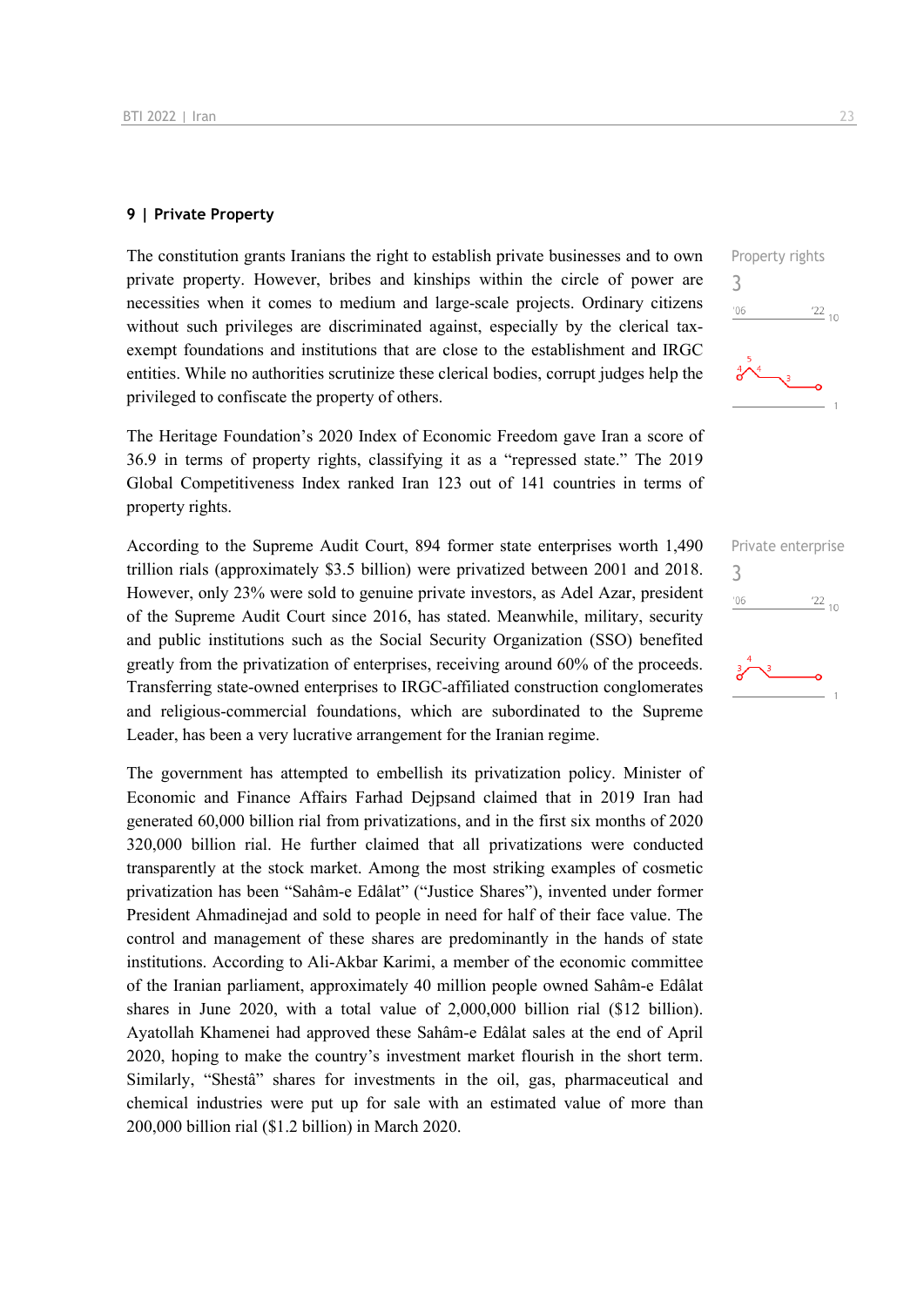## 9 | Private Property

Property rights

3

The constitution grants Iranians the right to establish private businesses and to own private property. However, bribes and kinships within the circle of power are necessities when it comes to medium and large-scale projects. Ordinary citizens without such privileges are discriminated against, especially by the clerical tax-exempt foundations and institutions that are close to the establishment and IRGC entities. While no authorities scrutinize these clerical bodies, corrupt judges help the privileged to confiscate the property of others.

The Heritage Foundation's 2020 Index of Economic Freedom gave Iran a score of 36.9 in terms of property rights, classifying it as a "repressed state." The 2019 Global Competitiveness Index ranked Iran 123 out of 141 countries in terms of property rights.

Private enterprise

3

According to the Supreme Audit Court, 894 former state enterprises worth 1,490 trillion rials (approximately $3.5 billion) were privatized between 2001 and 2018. However, only 23% were sold to genuine private investors, as Adel Azar, president of the Supreme Audit Court since 2016, has stated. Meanwhile, military, security and public institutions such as the Social Security Organization (SSO) benefited greatly from the privatization of enterprises, receiving around 60% of the proceeds. Transferring state-owned enterprises to IRGC-affiliated construction conglomerates and religious-commercial foundations, which are subordinated to the Supreme Leader, has been a very lucrative arrangement for the Iranian regime.

The government has attempted to embellish its privatization policy. Minister of Economic and Finance Affairs Farhad Dejpsand claimed that in 2019 Iran had generated 60,000 billion rial from privatizations, and in the first six months of 2020 320,000 billion rial. He further claimed that all privatizations were conducted transparently at the stock market. Among the most striking examples of cosmetic privatization has been "Sahâm-e Edâlat" ("Justice Shares"), invented under former President Ahmadinejad and sold to people in need for half of their face value. The control and management of these shares are predominantly in the hands of state institutions. According to Ali-Akbar Karimi, a member of the economic committee of the Iranian parliament, approximately 40 million people owned Sahâm-e Edâlat shares in June 2020, with a total value of 2,000,000 billion rial ($12 billion). Ayatollah Khamenei had approved these Sahâm-e Edâlat sales at the end of April 2020, hoping to make the country's investment market flourish in the short term. Similarly, "Shestâ" shares for investments in the oil, gas, pharmaceutical and chemical industries were put up for sale with an estimated value of more than 200,000 billion rial ($1.2 billion) in March 2020.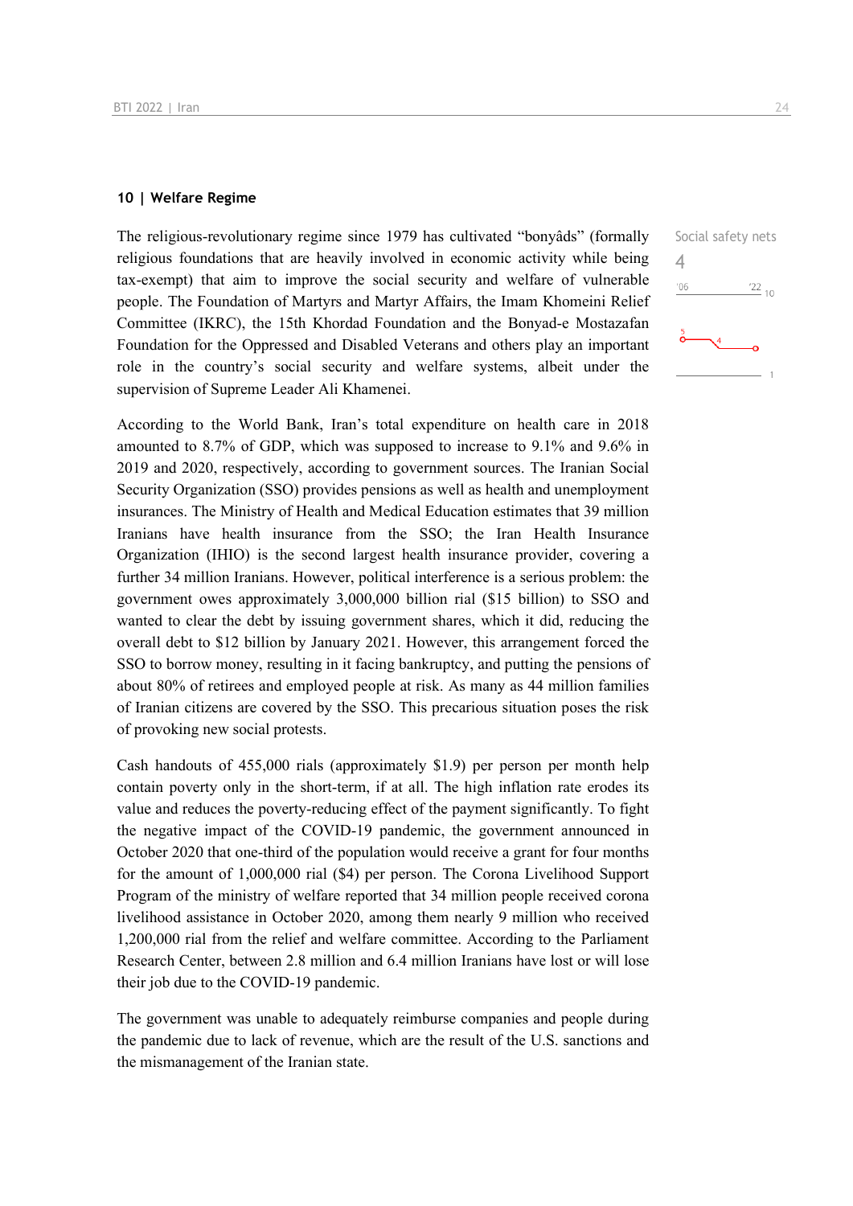### 10 | Welfare Regime

Social safety nets

4

The religious-revolutionary regime since 1979 has cultivated "bonyâds" (formally religious foundations that are heavily involved in economic activity while being tax-exempt) that aim to improve the social security and welfare of vulnerable people. The Foundation of Martyrs and Martyr Affairs, the Imam Khomeini Relief Committee (IKRC), the 15th Khordad Foundation and the Bonyad-e Mostazafan Foundation for the Oppressed and Disabled Veterans and others play an important role in the country's social security and welfare systems, albeit under the supervision of Supreme Leader Ali Khamenei.

According to the World Bank, Iran's total expenditure on health care in 2018 amounted to 8.7% of GDP, which was supposed to increase to 9.1% and 9.6% in 2019 and 2020, respectively, according to government sources. The Iranian Social Security Organization (SSO) provides pensions as well as health and unemployment insurances. The Ministry of Health and Medical Education estimates that 39 million Iranians have health insurance from the SSO; the Iran Health Insurance Organization (IHIO) is the second largest health insurance provider, covering a further 34 million Iranians. However, political interference is a serious problem: the government owes approximately 3,000,000 billion rial ($15 billion) to SSO and wanted to clear the debt by issuing government shares, which it did, reducing the overall debt to $12 billion by January 2021. However, this arrangement forced the SSO to borrow money, resulting in it facing bankruptcy, and putting the pensions of about 80% of retirees and employed people at risk. As many as 44 million families of Iranian citizens are covered by the SSO. This precarious situation poses the risk of provoking new social protests.

Cash handouts of 455,000 rials (approximately $1.9) per person per month help contain poverty only in the short-term, if at all. The high inflation rate erodes its value and reduces the poverty-reducing effect of the payment significantly. To fight the negative impact of the COVID-19 pandemic, the government announced in October 2020 that one-third of the population would receive a grant for four months for the amount of 1,000,000 rial ($4) per person. The Corona Livelihood Support Program of the ministry of welfare reported that 34 million people received corona livelihood assistance in October 2020, among them nearly 9 million who received 1,200,000 rial from the relief and welfare committee. According to the Parliament Research Center, between 2.8 million and 6.4 million Iranians have lost or will lose their job due to the COVID-19 pandemic.

The government was unable to adequately reimburse companies and people during the pandemic due to lack of revenue, which are the result of the U.S. sanctions and the mismanagement of the Iranian state.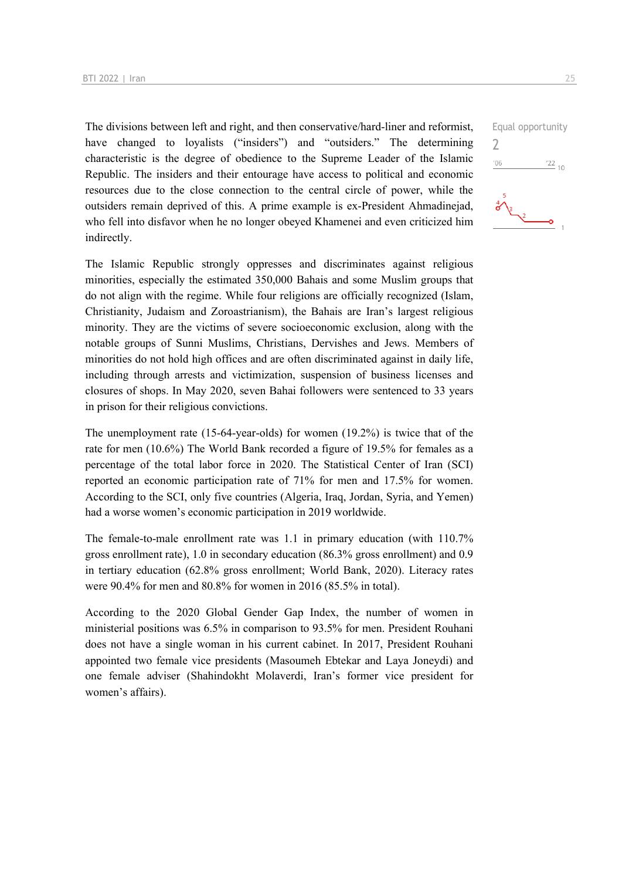The divisions between left and right, and then conservative/hard-liner and reformist, have changed to loyalists ("insiders") and "outsiders." The determining characteristic is the degree of obedience to the Supreme Leader of the Islamic Republic. The insiders and their entourage have access to political and economic resources due to the close connection to the central circle of power, while the outsiders remain deprived of this. A prime example is ex-President Ahmadinejad, who fell into disfavor when he no longer obeyed Khamenei and even criticized him indirectly.

Equal opportunity
2

The Islamic Republic strongly oppresses and discriminates against religious minorities, especially the estimated 350,000 Bahais and some Muslim groups that do not align with the regime. While four religions are officially recognized (Islam, Christianity, Judaism and Zoroastrianism), the Bahais are Iran's largest religious minority. They are the victims of severe socioeconomic exclusion, along with the notable groups of Sunni Muslims, Christians, Dervishes and Jews. Members of minorities do not hold high offices and are often discriminated against in daily life, including through arrests and victimization, suspension of business licenses and closures of shops. In May 2020, seven Bahai followers were sentenced to 33 years in prison for their religious convictions.

The unemployment rate (15-64-year-olds) for women (19.2%) is twice that of the rate for men (10.6%) The World Bank recorded a figure of 19.5% for females as a percentage of the total labor force in 2020. The Statistical Center of Iran (SCI) reported an economic participation rate of 71% for men and 17.5% for women. According to the SCI, only five countries (Algeria, Iraq, Jordan, Syria, and Yemen) had a worse women's economic participation in 2019 worldwide.

The female-to-male enrollment rate was 1.1 in primary education (with 110.7% gross enrollment rate), 1.0 in secondary education (86.3% gross enrollment) and 0.9 in tertiary education (62.8% gross enrollment; World Bank, 2020). Literacy rates were 90.4% for men and 80.8% for women in 2016 (85.5% in total).

According to the 2020 Global Gender Gap Index, the number of women in ministerial positions was 6.5% in comparison to 93.5% for men. President Rouhani does not have a single woman in his current cabinet. In 2017, President Rouhani appointed two female vice presidents (Masoumeh Ebtekar and Laya Joneydi) and one female adviser (Shahindokht Molaverdi, Iran's former vice president for women's affairs).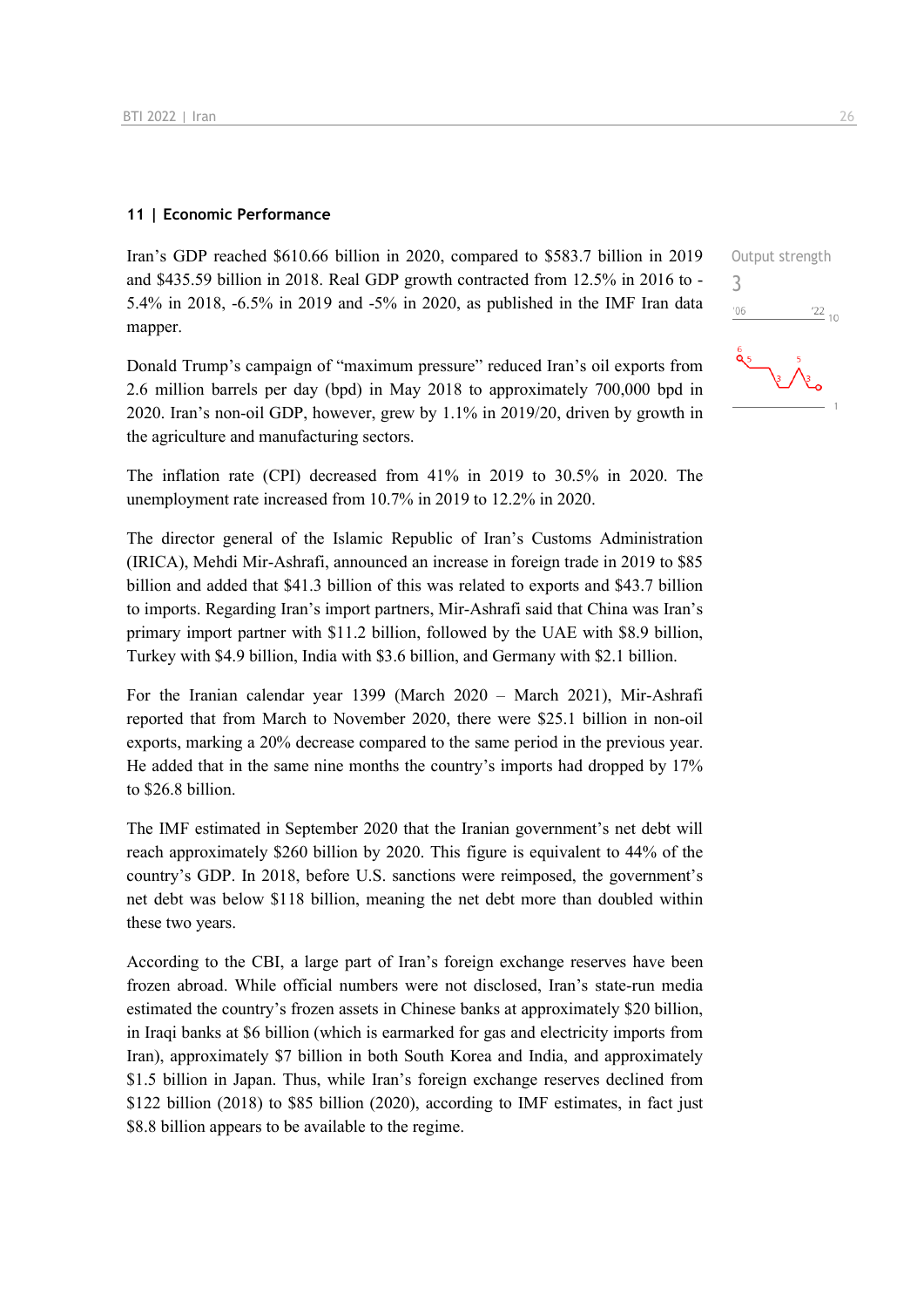## 11 | Economic Performance

Output strength
3

Iran's GDP reached $610.66 billion in 2020, compared to $583.7 billion in 2019 and $435.59 billion in 2018. Real GDP growth contracted from 12.5% in 2016 to -5.4% in 2018, -6.5% in 2019 and -5% in 2020, as published in the IMF Iran data mapper.

Donald Trump's campaign of "maximum pressure" reduced Iran's oil exports from 2.6 million barrels per day (bpd) in May 2018 to approximately 700,000 bpd in 2020. Iran's non-oil GDP, however, grew by 1.1% in 2019/20, driven by growth in the agriculture and manufacturing sectors.

The inflation rate (CPI) decreased from 41% in 2019 to 30.5% in 2020. The unemployment rate increased from 10.7% in 2019 to 12.2% in 2020.

The director general of the Islamic Republic of Iran's Customs Administration (IRICA), Mehdi Mir-Ashrafi, announced an increase in foreign trade in 2019 to $85 billion and added that $41.3 billion of this was related to exports and $43.7 billion to imports. Regarding Iran's import partners, Mir-Ashrafi said that China was Iran's primary import partner with $11.2 billion, followed by the UAE with $8.9 billion, Turkey with $4.9 billion, India with $3.6 billion, and Germany with $2.1 billion.

For the Iranian calendar year 1399 (March 2020 – March 2021), Mir-Ashrafi reported that from March to November 2020, there were $25.1 billion in non-oil exports, marking a 20% decrease compared to the same period in the previous year. He added that in the same nine months the country's imports had dropped by 17% to $26.8 billion.

The IMF estimated in September 2020 that the Iranian government's net debt will reach approximately $260 billion by 2020. This figure is equivalent to 44% of the country's GDP. In 2018, before U.S. sanctions were reimposed, the government's net debt was below $118 billion, meaning the net debt more than doubled within these two years.

According to the CBI, a large part of Iran's foreign exchange reserves have been frozen abroad. While official numbers were not disclosed, Iran's state-run media estimated the country's frozen assets in Chinese banks at approximately $20 billion, in Iraqi banks at $6 billion (which is earmarked for gas and electricity imports from Iran), approximately $7 billion in both South Korea and India, and approximately $1.5 billion in Japan. Thus, while Iran's foreign exchange reserves declined from $122 billion (2018) to $85 billion (2020), according to IMF estimates, in fact just $8.8 billion appears to be available to the regime.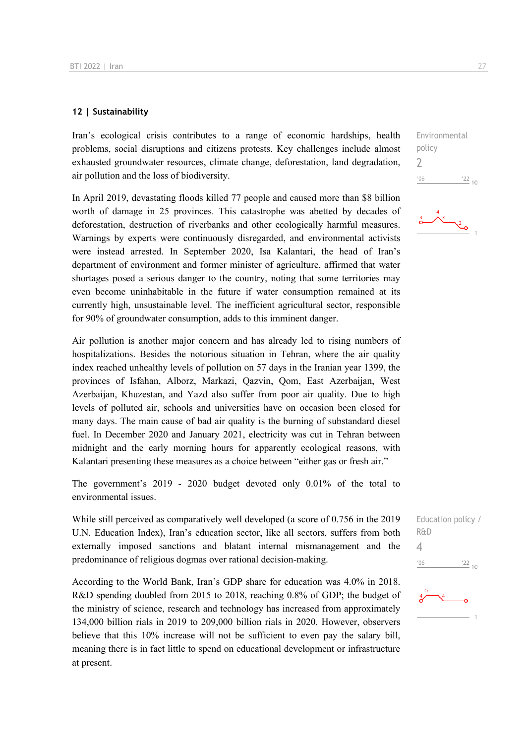## 12 | Sustainability

Environmental policy
2

Iran's ecological crisis contributes to a range of economic hardships, health problems, social disruptions and citizens protests. Key challenges include almost exhausted groundwater resources, climate change, deforestation, land degradation, air pollution and the loss of biodiversity.

In April 2019, devastating floods killed 77 people and caused more than $8 billion worth of damage in 25 provinces. This catastrophe was abetted by decades of deforestation, destruction of riverbanks and other ecologically harmful measures. Warnings by experts were continuously disregarded, and environmental activists were instead arrested. In September 2020, Isa Kalantari, the head of Iran's department of environment and former minister of agriculture, affirmed that water shortages posed a serious danger to the country, noting that some territories may even become uninhabitable in the future if water consumption remained at its currently high, unsustainable level. The inefficient agricultural sector, responsible for 90% of groundwater consumption, adds to this imminent danger.

Air pollution is another major concern and has already led to rising numbers of hospitalizations. Besides the notorious situation in Tehran, where the air quality index reached unhealthy levels of pollution on 57 days in the Iranian year 1399, the provinces of Isfahan, Alborz, Markazi, Qazvin, Qom, East Azerbaijan, West Azerbaijan, Khuzestan, and Yazd also suffer from poor air quality. Due to high levels of polluted air, schools and universities have on occasion been closed for many days. The main cause of bad air quality is the burning of substandard diesel fuel. In December 2020 and January 2021, electricity was cut in Tehran between midnight and the early morning hours for apparently ecological reasons, with Kalantari presenting these measures as a choice between "either gas or fresh air."

The government's 2019 - 2020 budget devoted only 0.01% of the total to environmental issues.

Education policy / R&D
4

While still perceived as comparatively well developed (a score of 0.756 in the 2019 U.N. Education Index), Iran's education sector, like all sectors, suffers from both externally imposed sanctions and blatant internal mismanagement and the predominance of religious dogmas over rational decision-making.

According to the World Bank, Iran's GDP share for education was 4.0% in 2018. R&D spending doubled from 2015 to 2018, reaching 0.8% of GDP; the budget of the ministry of science, research and technology has increased from approximately 134,000 billion rials in 2019 to 209,000 billion rials in 2020. However, observers believe that this 10% increase will not be sufficient to even pay the salary bill, meaning there is in fact little to spend on educational development or infrastructure at present.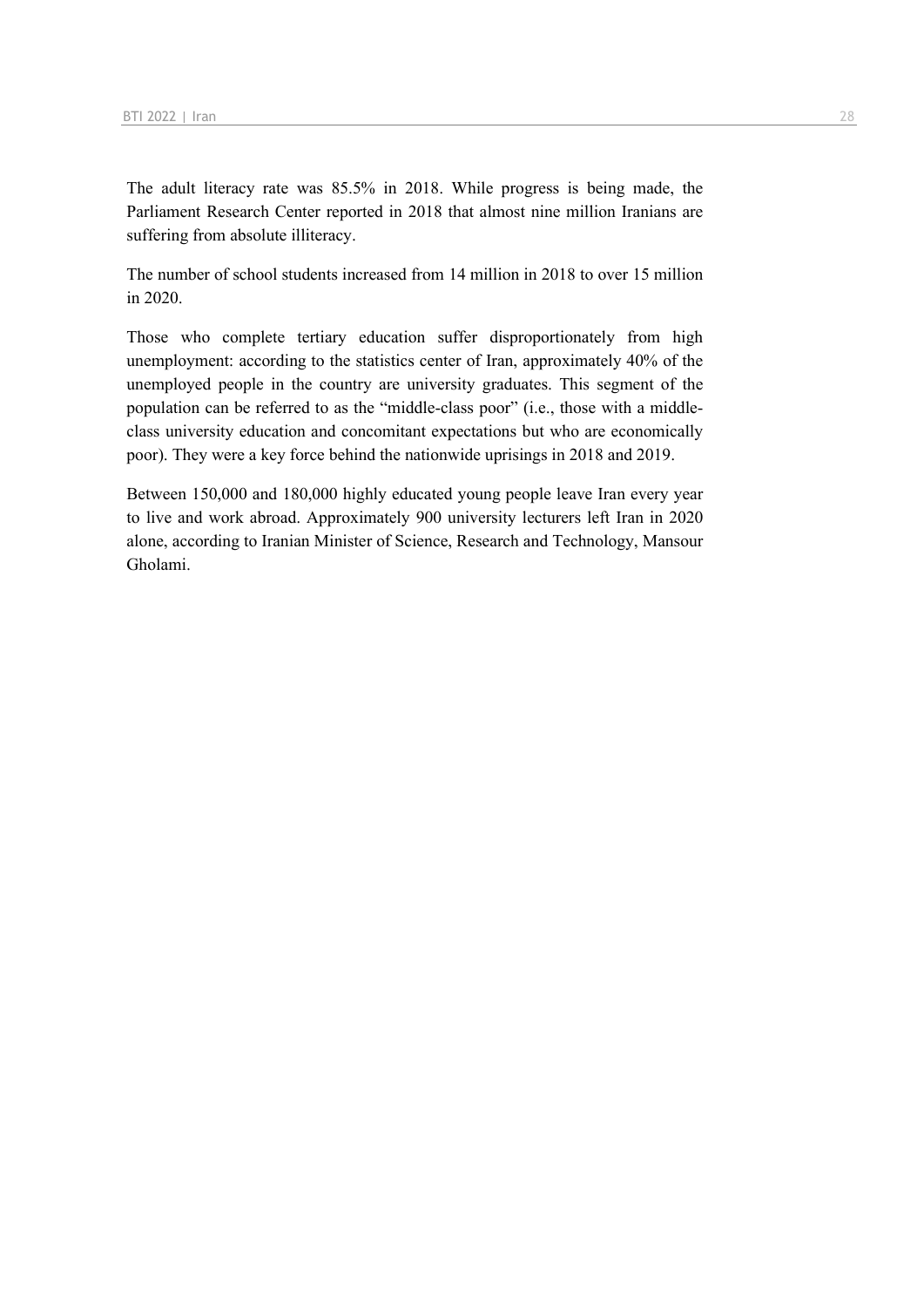The adult literacy rate was 85.5% in 2018. While progress is being made, the Parliament Research Center reported in 2018 that almost nine million Iranians are suffering from absolute illiteracy.

The number of school students increased from 14 million in 2018 to over 15 million in 2020.

Those who complete tertiary education suffer disproportionately from high unemployment: according to the statistics center of Iran, approximately 40% of the unemployed people in the country are university graduates. This segment of the population can be referred to as the "middle-class poor" (i.e., those with a middle-class university education and concomitant expectations but who are economically poor). They were a key force behind the nationwide uprisings in 2018 and 2019.

Between 150,000 and 180,000 highly educated young people leave Iran every year to live and work abroad. Approximately 900 university lecturers left Iran in 2020 alone, according to Iranian Minister of Science, Research and Technology, Mansour Gholami.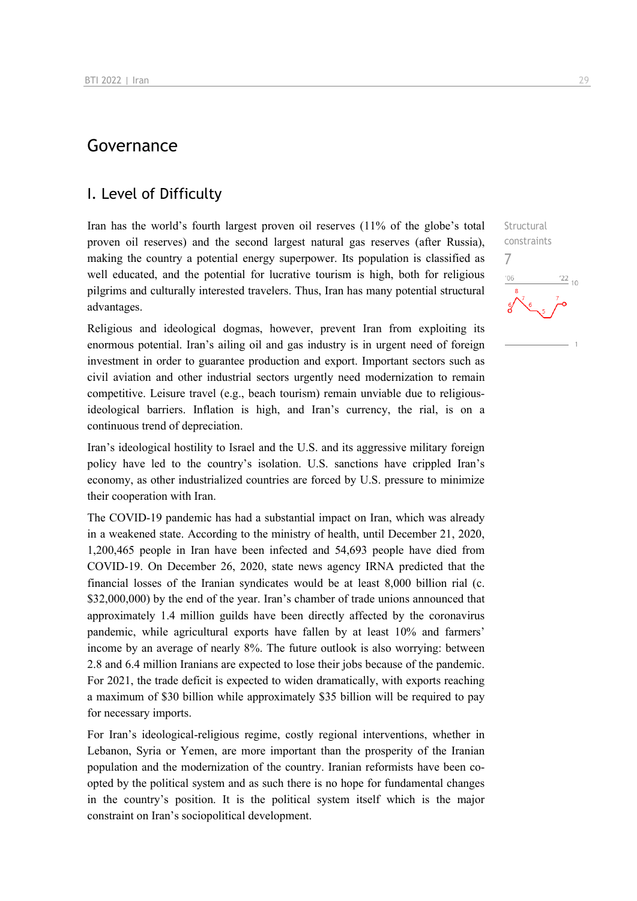# Governance

## I. Level of Difficulty

Structural constraints
7

Iran has the world's fourth largest proven oil reserves (11% of the globe's total proven oil reserves) and the second largest natural gas reserves (after Russia), making the country a potential energy superpower. Its population is classified as well educated, and the potential for lucrative tourism is high, both for religious pilgrims and culturally interested travelers. Thus, Iran has many potential structural advantages.

Religious and ideological dogmas, however, prevent Iran from exploiting its enormous potential. Iran's ailing oil and gas industry is in urgent need of foreign investment in order to guarantee production and export. Important sectors such as civil aviation and other industrial sectors urgently need modernization to remain competitive. Leisure travel (e.g., beach tourism) remain unviable due to religious-ideological barriers. Inflation is high, and Iran's currency, the rial, is on a continuous trend of depreciation.

Iran's ideological hostility to Israel and the U.S. and its aggressive military foreign policy have led to the country's isolation. U.S. sanctions have crippled Iran's economy, as other industrialized countries are forced by U.S. pressure to minimize their cooperation with Iran.

The COVID-19 pandemic has had a substantial impact on Iran, which was already in a weakened state. According to the ministry of health, until December 21, 2020, 1,200,465 people in Iran have been infected and 54,693 people have died from COVID-19. On December 26, 2020, state news agency IRNA predicted that the financial losses of the Iranian syndicates would be at least 8,000 billion rial (c. $32,000,000) by the end of the year. Iran's chamber of trade unions announced that approximately 1.4 million guilds have been directly affected by the coronavirus pandemic, while agricultural exports have fallen by at least 10% and farmers' income by an average of nearly 8%. The future outlook is also worrying: between 2.8 and 6.4 million Iranians are expected to lose their jobs because of the pandemic. For 2021, the trade deficit is expected to widen dramatically, with exports reaching a maximum of $30 billion while approximately $35 billion will be required to pay for necessary imports.

For Iran's ideological-religious regime, costly regional interventions, whether in Lebanon, Syria or Yemen, are more important than the prosperity of the Iranian population and the modernization of the country. Iranian reformists have been co-opted by the political system and as such there is no hope for fundamental changes in the country's position. It is the political system itself which is the major constraint on Iran's sociopolitical development.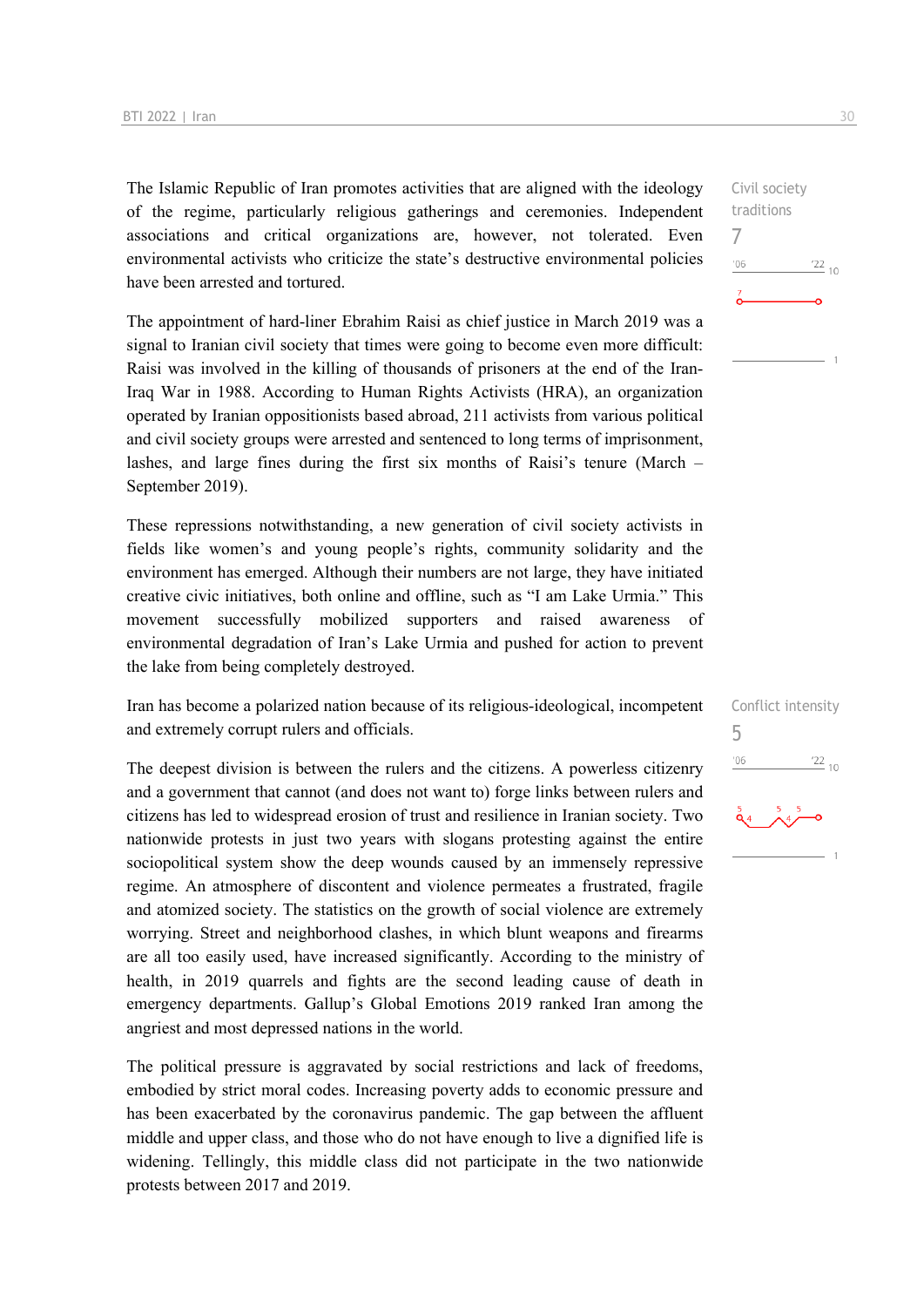The Islamic Republic of Iran promotes activities that are aligned with the ideology of the regime, particularly religious gatherings and ceremonies. Independent associations and critical organizations are, however, not tolerated. Even environmental activists who criticize the state's destructive environmental policies have been arrested and tortured.

Civil society traditions

7

The appointment of hard-liner Ebrahim Raisi as chief justice in March 2019 was a signal to Iranian civil society that times were going to become even more difficult: Raisi was involved in the killing of thousands of prisoners at the end of the Iran-Iraq War in 1988. According to Human Rights Activists (HRA), an organization operated by Iranian oppositionists based abroad, 211 activists from various political and civil society groups were arrested and sentenced to long terms of imprisonment, lashes, and large fines during the first six months of Raisi's tenure (March – September 2019).

These repressions notwithstanding, a new generation of civil society activists in fields like women's and young people's rights, community solidarity and the environment has emerged. Although their numbers are not large, they have initiated creative civic initiatives, both online and offline, such as "I am Lake Urmia." This movement successfully mobilized supporters and raised awareness of environmental degradation of Iran's Lake Urmia and pushed for action to prevent the lake from being completely destroyed.

Iran has become a polarized nation because of its religious-ideological, incompetent and extremely corrupt rulers and officials.

Conflict intensity

5

The deepest division is between the rulers and the citizens. A powerless citizenry and a government that cannot (and does not want to) forge links between rulers and citizens has led to widespread erosion of trust and resilience in Iranian society. Two nationwide protests in just two years with slogans protesting against the entire sociopolitical system show the deep wounds caused by an immensely repressive regime. An atmosphere of discontent and violence permeates a frustrated, fragile and atomized society. The statistics on the growth of social violence are extremely worrying. Street and neighborhood clashes, in which blunt weapons and firearms are all too easily used, have increased significantly. According to the ministry of health, in 2019 quarrels and fights are the second leading cause of death in emergency departments. Gallup's Global Emotions 2019 ranked Iran among the angriest and most depressed nations in the world.

The political pressure is aggravated by social restrictions and lack of freedoms, embodied by strict moral codes. Increasing poverty adds to economic pressure and has been exacerbated by the coronavirus pandemic. The gap between the affluent middle and upper class, and those who do not have enough to live a dignified life is widening. Tellingly, this middle class did not participate in the two nationwide protests between 2017 and 2019.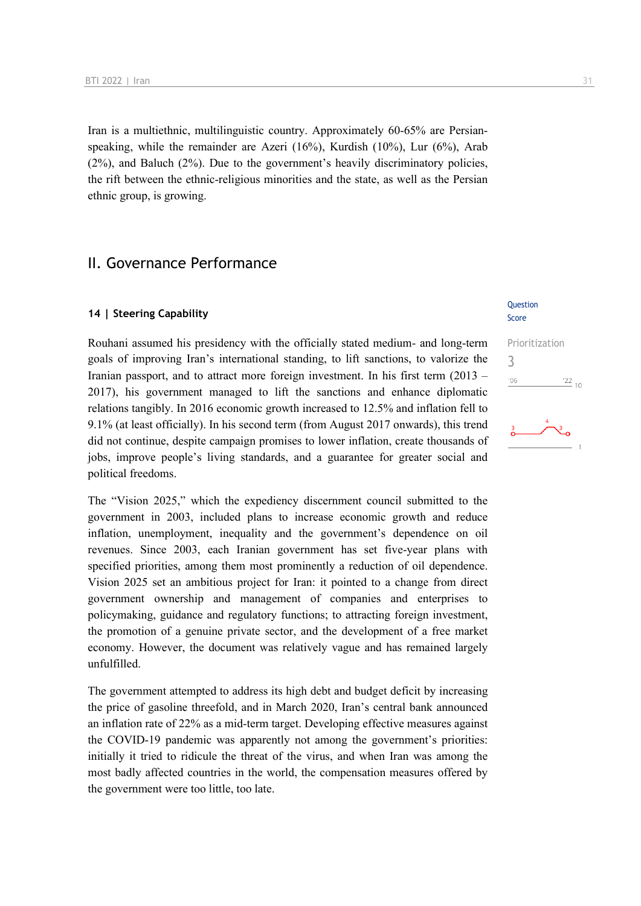Iran is a multiethnic, multilinguistic country. Approximately 60-65% are Persian-speaking, while the remainder are Azeri (16%), Kurdish (10%), Lur (6%), Arab (2%), and Baluch (2%). Due to the government's heavily discriminatory policies, the rift between the ethnic-religious minorities and the state, as well as the Persian ethnic group, is growing.

## II. Governance Performance

### 14 | Steering Capability

Question Score

Prioritization
3

Rouhani assumed his presidency with the officially stated medium- and long-term goals of improving Iran's international standing, to lift sanctions, to valorize the Iranian passport, and to attract more foreign investment. In his first term (2013 – 2017), his government managed to lift the sanctions and enhance diplomatic relations tangibly. In 2016 economic growth increased to 12.5% and inflation fell to 9.1% (at least officially). In his second term (from August 2017 onwards), this trend did not continue, despite campaign promises to lower inflation, create thousands of jobs, improve people's living standards, and a guarantee for greater social and political freedoms.

The "Vision 2025," which the expediency discernment council submitted to the government in 2003, included plans to increase economic growth and reduce inflation, unemployment, inequality and the government's dependence on oil revenues. Since 2003, each Iranian government has set five-year plans with specified priorities, among them most prominently a reduction of oil dependence. Vision 2025 set an ambitious project for Iran: it pointed to a change from direct government ownership and management of companies and enterprises to policymaking, guidance and regulatory functions; to attracting foreign investment, the promotion of a genuine private sector, and the development of a free market economy. However, the document was relatively vague and has remained largely unfulfilled.

The government attempted to address its high debt and budget deficit by increasing the price of gasoline threefold, and in March 2020, Iran's central bank announced an inflation rate of 22% as a mid-term target. Developing effective measures against the COVID-19 pandemic was apparently not among the government's priorities: initially it tried to ridicule the threat of the virus, and when Iran was among the most badly affected countries in the world, the compensation measures offered by the government were too little, too late.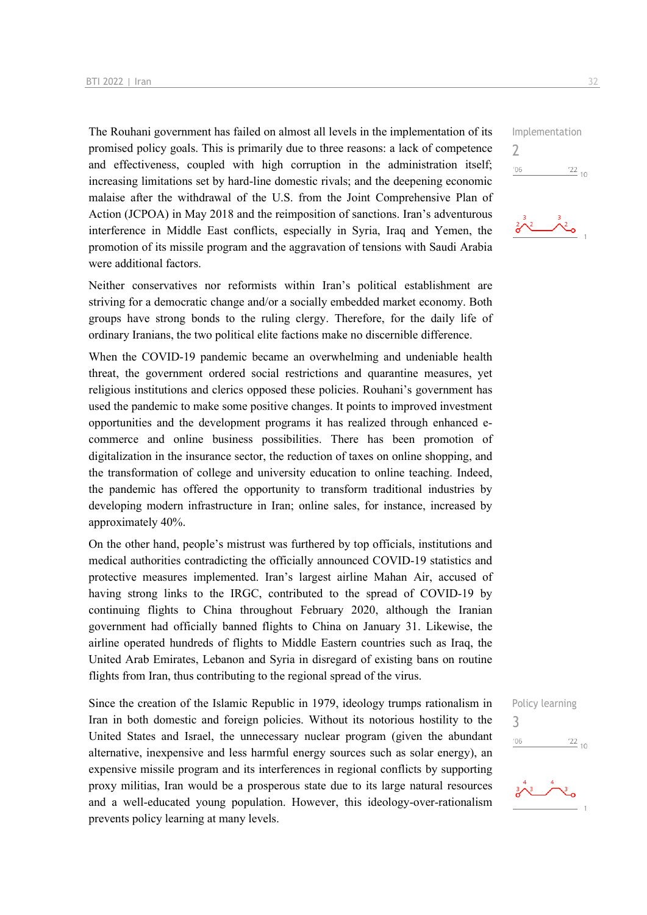The Rouhani government has failed on almost all levels in the implementation of its promised policy goals. This is primarily due to three reasons: a lack of competence and effectiveness, coupled with high corruption in the administration itself; increasing limitations set by hard-line domestic rivals; and the deepening economic malaise after the withdrawal of the U.S. from the Joint Comprehensive Plan of Action (JCPOA) in May 2018 and the reimposition of sanctions. Iran's adventurous interference in Middle East conflicts, especially in Syria, Iraq and Yemen, the promotion of its missile program and the aggravation of tensions with Saudi Arabia were additional factors.

Implementation
2

Neither conservatives nor reformists within Iran's political establishment are striving for a democratic change and/or a socially embedded market economy. Both groups have strong bonds to the ruling clergy. Therefore, for the daily life of ordinary Iranians, the two political elite factions make no discernible difference.

When the COVID-19 pandemic became an overwhelming and undeniable health threat, the government ordered social restrictions and quarantine measures, yet religious institutions and clerics opposed these policies. Rouhani's government has used the pandemic to make some positive changes. It points to improved investment opportunities and the development programs it has realized through enhanced e-commerce and online business possibilities. There has been promotion of digitalization in the insurance sector, the reduction of taxes on online shopping, and the transformation of college and university education to online teaching. Indeed, the pandemic has offered the opportunity to transform traditional industries by developing modern infrastructure in Iran; online sales, for instance, increased by approximately 40%.

On the other hand, people's mistrust was furthered by top officials, institutions and medical authorities contradicting the officially announced COVID-19 statistics and protective measures implemented. Iran's largest airline Mahan Air, accused of having strong links to the IRGC, contributed to the spread of COVID-19 by continuing flights to China throughout February 2020, although the Iranian government had officially banned flights to China on January 31. Likewise, the airline operated hundreds of flights to Middle Eastern countries such as Iraq, the United Arab Emirates, Lebanon and Syria in disregard of existing bans on routine flights from Iran, thus contributing to the regional spread of the virus.

Since the creation of the Islamic Republic in 1979, ideology trumps rationalism in Iran in both domestic and foreign policies. Without its notorious hostility to the United States and Israel, the unnecessary nuclear program (given the abundant alternative, inexpensive and less harmful energy sources such as solar energy), an expensive missile program and its interferences in regional conflicts by supporting proxy militias, Iran would be a prosperous state due to its large natural resources and a well-educated young population. However, this ideology-over-rationalism prevents policy learning at many levels.

Policy learning
3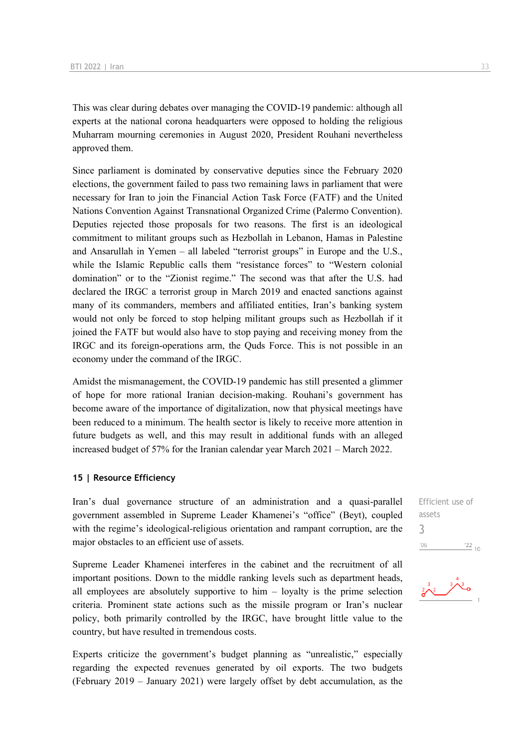This was clear during debates over managing the COVID-19 pandemic: although all experts at the national corona headquarters were opposed to holding the religious Muharram mourning ceremonies in August 2020, President Rouhani nevertheless approved them.

Since parliament is dominated by conservative deputies since the February 2020 elections, the government failed to pass two remaining laws in parliament that were necessary for Iran to join the Financial Action Task Force (FATF) and the United Nations Convention Against Transnational Organized Crime (Palermo Convention). Deputies rejected those proposals for two reasons. The first is an ideological commitment to militant groups such as Hezbollah in Lebanon, Hamas in Palestine and Ansarullah in Yemen – all labeled "terrorist groups" in Europe and the U.S., while the Islamic Republic calls them "resistance forces" to "Western colonial domination" or to the "Zionist regime." The second was that after the U.S. had declared the IRGC a terrorist group in March 2019 and enacted sanctions against many of its commanders, members and affiliated entities, Iran's banking system would not only be forced to stop helping militant groups such as Hezbollah if it joined the FATF but would also have to stop paying and receiving money from the IRGC and its foreign-operations arm, the Quds Force. This is not possible in an economy under the command of the IRGC.

Amidst the mismanagement, the COVID-19 pandemic has still presented a glimmer of hope for more rational Iranian decision-making. Rouhani's government has become aware of the importance of digitalization, now that physical meetings have been reduced to a minimum. The health sector is likely to receive more attention in future budgets as well, and this may result in additional funds with an alleged increased budget of 57% for the Iranian calendar year March 2021 – March 2022.

## 15 | Resource Efficiency

Efficient use of assets

3

Iran's dual governance structure of an administration and a quasi-parallel government assembled in Supreme Leader Khamenei's "office" (Beyt), coupled with the regime's ideological-religious orientation and rampant corruption, are the major obstacles to an efficient use of assets.

Supreme Leader Khamenei interferes in the cabinet and the recruitment of all important positions. Down to the middle ranking levels such as department heads, all employees are absolutely supportive to him – loyalty is the prime selection criteria. Prominent state actions such as the missile program or Iran's nuclear policy, both primarily controlled by the IRGC, have brought little value to the country, but have resulted in tremendous costs.

Experts criticize the government's budget planning as "unrealistic," especially regarding the expected revenues generated by oil exports. The two budgets (February 2019 – January 2021) were largely offset by debt accumulation, as the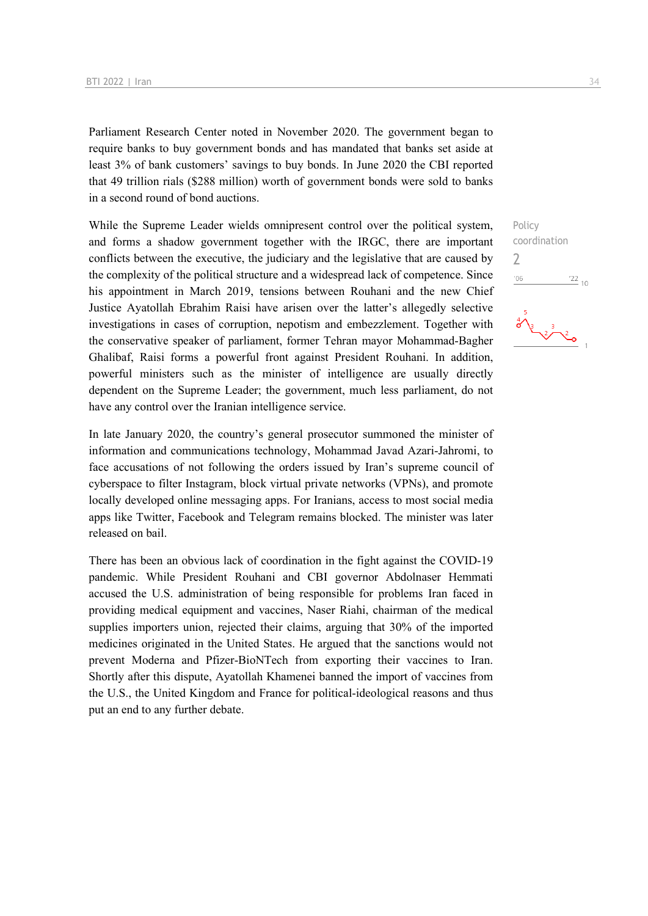Parliament Research Center noted in November 2020. The government began to require banks to buy government bonds and has mandated that banks set aside at least 3% of bank customers' savings to buy bonds. In June 2020 the CBI reported that 49 trillion rials ($288 million) worth of government bonds were sold to banks in a second round of bond auctions.

Policy coordination
2

While the Supreme Leader wields omnipresent control over the political system, and forms a shadow government together with the IRGC, there are important conflicts between the executive, the judiciary and the legislative that are caused by the complexity of the political structure and a widespread lack of competence. Since his appointment in March 2019, tensions between Rouhani and the new Chief Justice Ayatollah Ebrahim Raisi have arisen over the latter's allegedly selective investigations in cases of corruption, nepotism and embezzlement. Together with the conservative speaker of parliament, former Tehran mayor Mohammad-Bagher Ghalibaf, Raisi forms a powerful front against President Rouhani. In addition, powerful ministers such as the minister of intelligence are usually directly dependent on the Supreme Leader; the government, much less parliament, do not have any control over the Iranian intelligence service.

In late January 2020, the country's general prosecutor summoned the minister of information and communications technology, Mohammad Javad Azari-Jahromi, to face accusations of not following the orders issued by Iran's supreme council of cyberspace to filter Instagram, block virtual private networks (VPNs), and promote locally developed online messaging apps. For Iranians, access to most social media apps like Twitter, Facebook and Telegram remains blocked. The minister was later released on bail.

There has been an obvious lack of coordination in the fight against the COVID-19 pandemic. While President Rouhani and CBI governor Abdolnaser Hemmati accused the U.S. administration of being responsible for problems Iran faced in providing medical equipment and vaccines, Naser Riahi, chairman of the medical supplies importers union, rejected their claims, arguing that 30% of the imported medicines originated in the United States. He argued that the sanctions would not prevent Moderna and Pfizer-BioNTech from exporting their vaccines to Iran. Shortly after this dispute, Ayatollah Khamenei banned the import of vaccines from the U.S., the United Kingdom and France for political-ideological reasons and thus put an end to any further debate.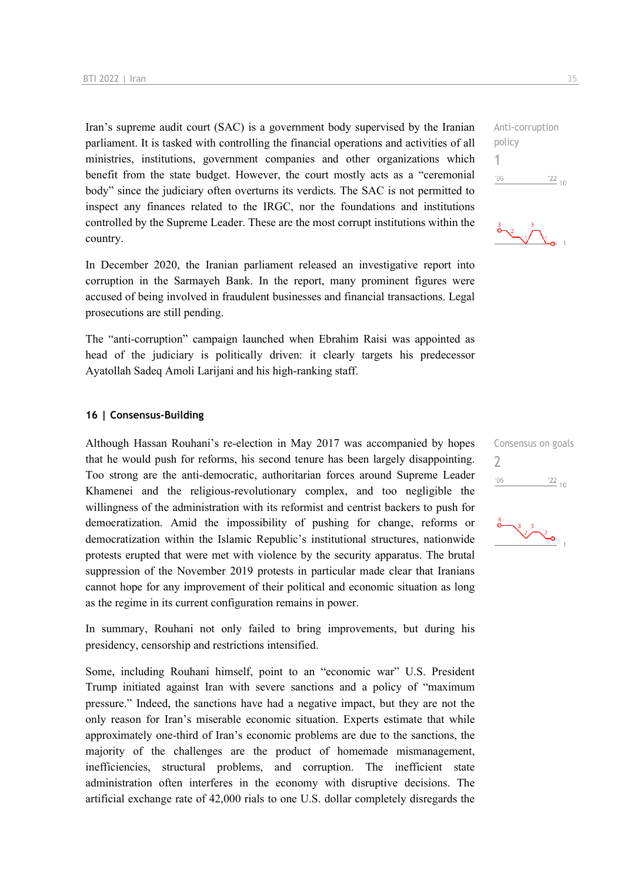Iran's supreme audit court (SAC) is a government body supervised by the Iranian parliament. It is tasked with controlling the financial operations and activities of all ministries, institutions, government companies and other organizations which benefit from the state budget. However, the court mostly acts as a "ceremonial body" since the judiciary often overturns its verdicts. The SAC is not permitted to inspect any finances related to the IRGC, nor the foundations and institutions controlled by the Supreme Leader. These are the most corrupt institutions within the country.

Anti-corruption policy
1

In December 2020, the Iranian parliament released an investigative report into corruption in the Sarmayeh Bank. In the report, many prominent figures were accused of being involved in fraudulent businesses and financial transactions. Legal prosecutions are still pending.

The "anti-corruption" campaign launched when Ebrahim Raisi was appointed as head of the judiciary is politically driven: it clearly targets his predecessor Ayatollah Sadeq Amoli Larijani and his high-ranking staff.

## 16 | Consensus-Building

Although Hassan Rouhani's re-election in May 2017 was accompanied by hopes that he would push for reforms, his second tenure has been largely disappointing. Too strong are the anti-democratic, authoritarian forces around Supreme Leader Khamenei and the religious-revolutionary complex, and too negligible the willingness of the administration with its reformist and centrist backers to push for democratization. Amid the impossibility of pushing for change, reforms or democratization within the Islamic Republic's institutional structures, nationwide protests erupted that were met with violence by the security apparatus. The brutal suppression of the November 2019 protests in particular made clear that Iranians cannot hope for any improvement of their political and economic situation as long as the regime in its current configuration remains in power.

Consensus on goals
2

In summary, Rouhani not only failed to bring improvements, but during his presidency, censorship and restrictions intensified.

Some, including Rouhani himself, point to an "economic war" U.S. President Trump initiated against Iran with severe sanctions and a policy of "maximum pressure." Indeed, the sanctions have had a negative impact, but they are not the only reason for Iran's miserable economic situation. Experts estimate that while approximately one-third of Iran's economic problems are due to the sanctions, the majority of the challenges are the product of homemade mismanagement, inefficiencies, structural problems, and corruption. The inefficient state administration often interferes in the economy with disruptive decisions. The artificial exchange rate of 42,000 rials to one U.S. dollar completely disregards the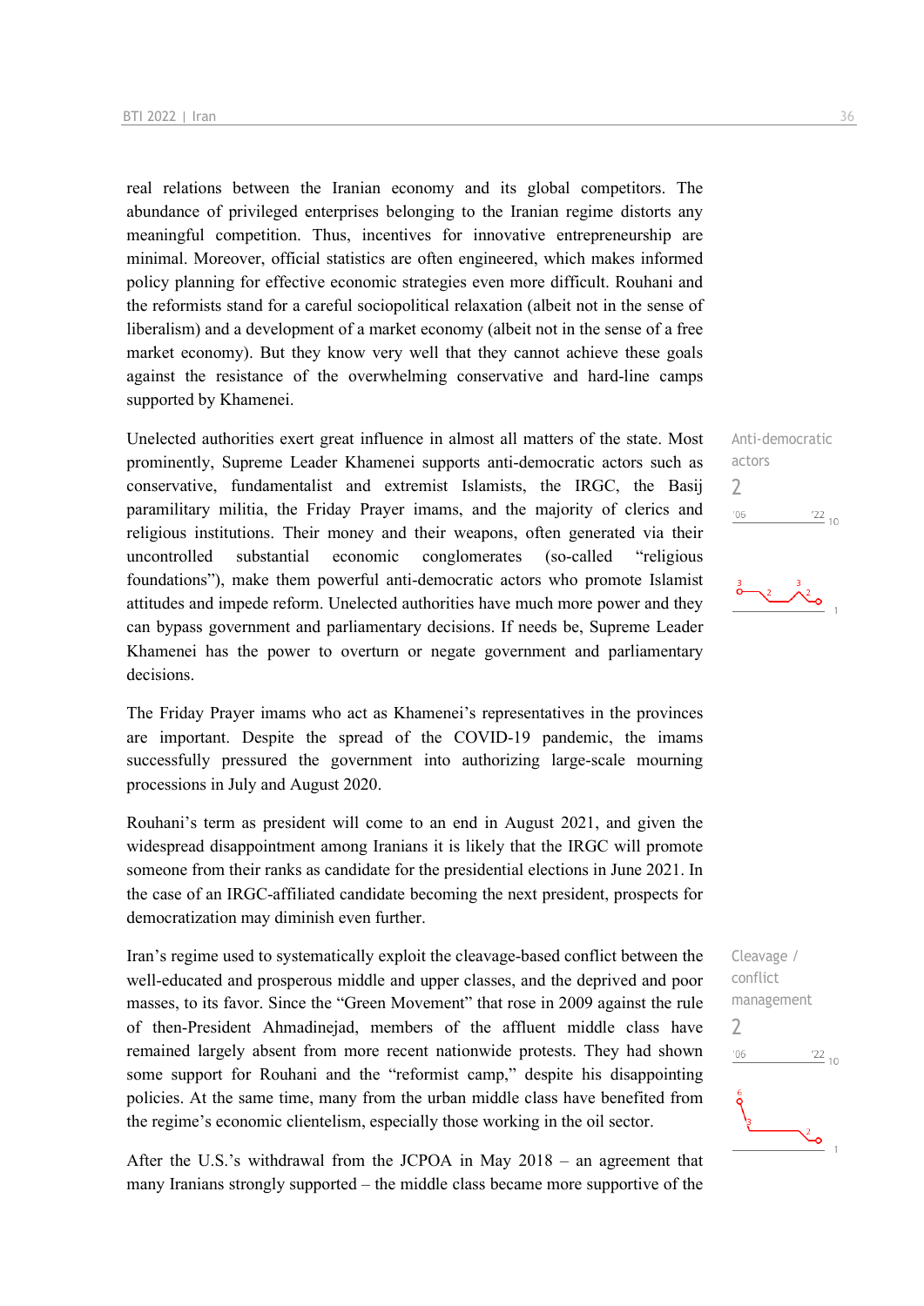real relations between the Iranian economy and its global competitors. The abundance of privileged enterprises belonging to the Iranian regime distorts any meaningful competition. Thus, incentives for innovative entrepreneurship are minimal. Moreover, official statistics are often engineered, which makes informed policy planning for effective economic strategies even more difficult. Rouhani and the reformists stand for a careful sociopolitical relaxation (albeit not in the sense of liberalism) and a development of a market economy (albeit not in the sense of a free market economy). But they know very well that they cannot achieve these goals against the resistance of the overwhelming conservative and hard-line camps supported by Khamenei.

Anti-democratic actors
2

Unelected authorities exert great influence in almost all matters of the state. Most prominently, Supreme Leader Khamenei supports anti-democratic actors such as conservative, fundamentalist and extremist Islamists, the IRGC, the Basij paramilitary militia, the Friday Prayer imams, and the majority of clerics and religious institutions. Their money and their weapons, often generated via their uncontrolled substantial economic conglomerates (so-called "religious foundations"), make them powerful anti-democratic actors who promote Islamist attitudes and impede reform. Unelected authorities have much more power and they can bypass government and parliamentary decisions. If needs be, Supreme Leader Khamenei has the power to overturn or negate government and parliamentary decisions.

The Friday Prayer imams who act as Khamenei's representatives in the provinces are important. Despite the spread of the COVID-19 pandemic, the imams successfully pressured the government into authorizing large-scale mourning processions in July and August 2020.

Rouhani's term as president will come to an end in August 2021, and given the widespread disappointment among Iranians it is likely that the IRGC will promote someone from their ranks as candidate for the presidential elections in June 2021. In the case of an IRGC-affiliated candidate becoming the next president, prospects for democratization may diminish even further.

Cleavage / conflict management
2

Iran's regime used to systematically exploit the cleavage-based conflict between the well-educated and prosperous middle and upper classes, and the deprived and poor masses, to its favor. Since the "Green Movement" that rose in 2009 against the rule of then-President Ahmadinejad, members of the affluent middle class have remained largely absent from more recent nationwide protests. They had shown some support for Rouhani and the "reformist camp," despite his disappointing policies. At the same time, many from the urban middle class have benefited from the regime's economic clientelism, especially those working in the oil sector.

After the U.S.'s withdrawal from the JCPOA in May 2018 – an agreement that many Iranians strongly supported – the middle class became more supportive of the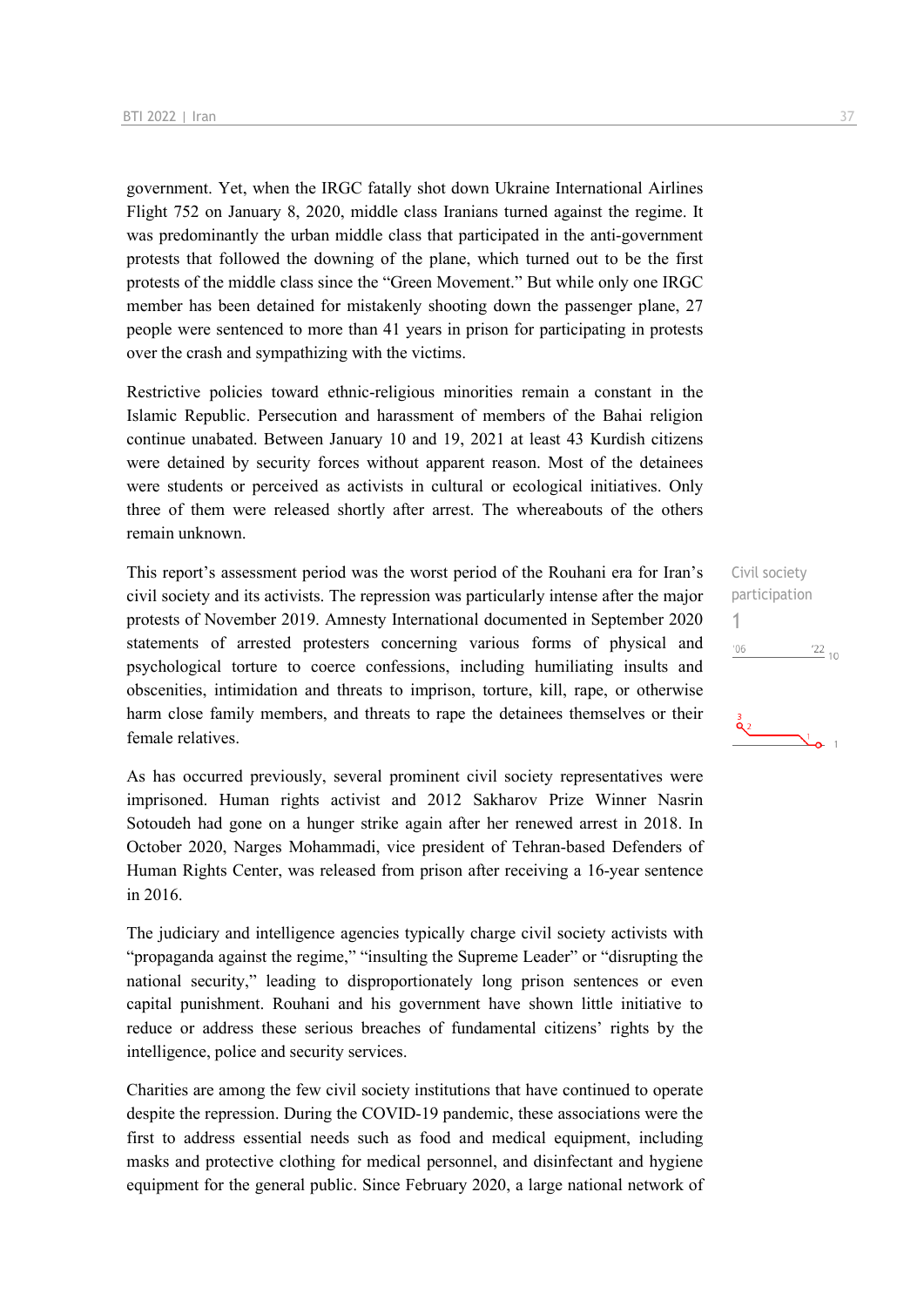government. Yet, when the IRGC fatally shot down Ukraine International Airlines Flight 752 on January 8, 2020, middle class Iranians turned against the regime. It was predominantly the urban middle class that participated in the anti-government protests that followed the downing of the plane, which turned out to be the first protests of the middle class since the "Green Movement." But while only one IRGC member has been detained for mistakenly shooting down the passenger plane, 27 people were sentenced to more than 41 years in prison for participating in protests over the crash and sympathizing with the victims.

Restrictive policies toward ethnic-religious minorities remain a constant in the Islamic Republic. Persecution and harassment of members of the Bahai religion continue unabated. Between January 10 and 19, 2021 at least 43 Kurdish citizens were detained by security forces without apparent reason. Most of the detainees were students or perceived as activists in cultural or ecological initiatives. Only three of them were released shortly after arrest. The whereabouts of the others remain unknown.

Civil society participation
1

This report's assessment period was the worst period of the Rouhani era for Iran's civil society and its activists. The repression was particularly intense after the major protests of November 2019. Amnesty International documented in September 2020 statements of arrested protesters concerning various forms of physical and psychological torture to coerce confessions, including humiliating insults and obscenities, intimidation and threats to imprison, torture, kill, rape, or otherwise harm close family members, and threats to rape the detainees themselves or their female relatives.

As has occurred previously, several prominent civil society representatives were imprisoned. Human rights activist and 2012 Sakharov Prize Winner Nasrin Sotoudeh had gone on a hunger strike again after her renewed arrest in 2018. In October 2020, Narges Mohammadi, vice president of Tehran-based Defenders of Human Rights Center, was released from prison after receiving a 16-year sentence in 2016.

The judiciary and intelligence agencies typically charge civil society activists with "propaganda against the regime," "insulting the Supreme Leader" or "disrupting the national security," leading to disproportionately long prison sentences or even capital punishment. Rouhani and his government have shown little initiative to reduce or address these serious breaches of fundamental citizens' rights by the intelligence, police and security services.

Charities are among the few civil society institutions that have continued to operate despite the repression. During the COVID-19 pandemic, these associations were the first to address essential needs such as food and medical equipment, including masks and protective clothing for medical personnel, and disinfectant and hygiene equipment for the general public. Since February 2020, a large national network of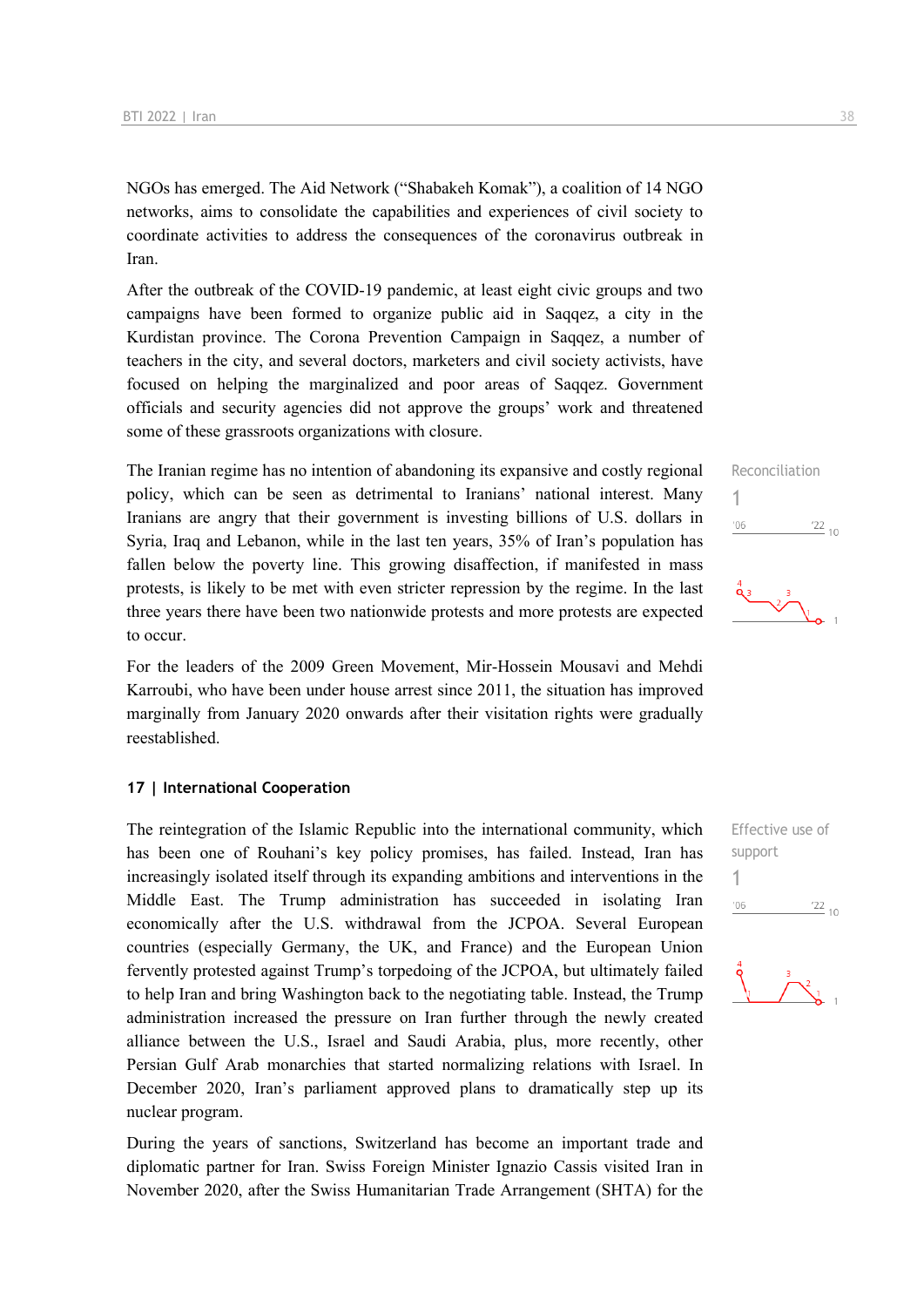NGOs has emerged. The Aid Network ("Shabakeh Komak"), a coalition of 14 NGO networks, aims to consolidate the capabilities and experiences of civil society to coordinate activities to address the consequences of the coronavirus outbreak in Iran.

After the outbreak of the COVID-19 pandemic, at least eight civic groups and two campaigns have been formed to organize public aid in Saqqez, a city in the Kurdistan province. The Corona Prevention Campaign in Saqqez, a number of teachers in the city, and several doctors, marketers and civil society activists, have focused on helping the marginalized and poor areas of Saqqez. Government officials and security agencies did not approve the groups' work and threatened some of these grassroots organizations with closure.

Reconciliation

1

The Iranian regime has no intention of abandoning its expansive and costly regional policy, which can be seen as detrimental to Iranians' national interest. Many Iranians are angry that their government is investing billions of U.S. dollars in Syria, Iraq and Lebanon, while in the last ten years, 35% of Iran's population has fallen below the poverty line. This growing disaffection, if manifested in mass protests, is likely to be met with even stricter repression by the regime. In the last three years there have been two nationwide protests and more protests are expected to occur.

For the leaders of the 2009 Green Movement, Mir-Hossein Mousavi and Mehdi Karroubi, who have been under house arrest since 2011, the situation has improved marginally from January 2020 onwards after their visitation rights were gradually reestablished.

## 17 | International Cooperation

Effective use of support

1

The reintegration of the Islamic Republic into the international community, which has been one of Rouhani's key policy promises, has failed. Instead, Iran has increasingly isolated itself through its expanding ambitions and interventions in the Middle East. The Trump administration has succeeded in isolating Iran economically after the U.S. withdrawal from the JCPOA. Several European countries (especially Germany, the UK, and France) and the European Union fervently protested against Trump's torpedoing of the JCPOA, but ultimately failed to help Iran and bring Washington back to the negotiating table. Instead, the Trump administration increased the pressure on Iran further through the newly created alliance between the U.S., Israel and Saudi Arabia, plus, more recently, other Persian Gulf Arab monarchies that started normalizing relations with Israel. In December 2020, Iran's parliament approved plans to dramatically step up its nuclear program.

During the years of sanctions, Switzerland has become an important trade and diplomatic partner for Iran. Swiss Foreign Minister Ignazio Cassis visited Iran in November 2020, after the Swiss Humanitarian Trade Arrangement (SHTA) for the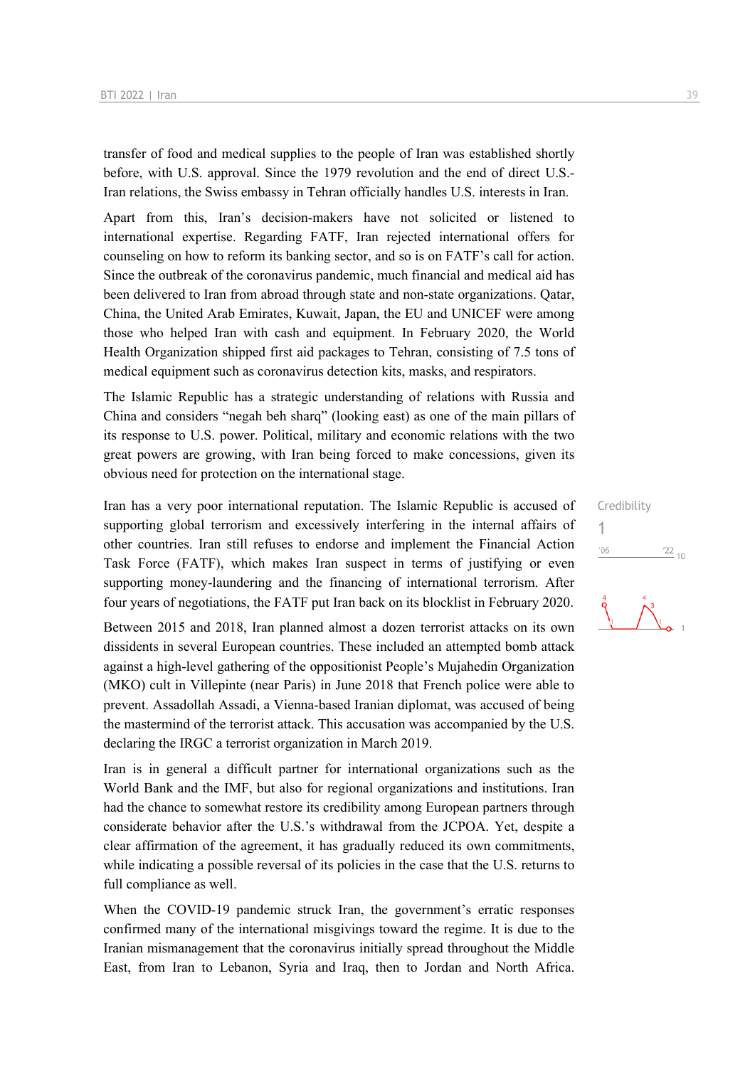transfer of food and medical supplies to the people of Iran was established shortly before, with U.S. approval. Since the 1979 revolution and the end of direct U.S.-Iran relations, the Swiss embassy in Tehran officially handles U.S. interests in Iran.

Apart from this, Iran's decision-makers have not solicited or listened to international expertise. Regarding FATF, Iran rejected international offers for counseling on how to reform its banking sector, and so is on FATF's call for action. Since the outbreak of the coronavirus pandemic, much financial and medical aid has been delivered to Iran from abroad through state and non-state organizations. Qatar, China, the United Arab Emirates, Kuwait, Japan, the EU and UNICEF were among those who helped Iran with cash and equipment. In February 2020, the World Health Organization shipped first aid packages to Tehran, consisting of 7.5 tons of medical equipment such as coronavirus detection kits, masks, and respirators.

The Islamic Republic has a strategic understanding of relations with Russia and China and considers "negah beh sharq" (looking east) as one of the main pillars of its response to U.S. power. Political, military and economic relations with the two great powers are growing, with Iran being forced to make concessions, given its obvious need for protection on the international stage.

Credibility
1

Iran has a very poor international reputation. The Islamic Republic is accused of supporting global terrorism and excessively interfering in the internal affairs of other countries. Iran still refuses to endorse and implement the Financial Action Task Force (FATF), which makes Iran suspect in terms of justifying or even supporting money-laundering and the financing of international terrorism. After four years of negotiations, the FATF put Iran back on its blocklist in February 2020.

Between 2015 and 2018, Iran planned almost a dozen terrorist attacks on its own dissidents in several European countries. These included an attempted bomb attack against a high-level gathering of the oppositionist People's Mujahedin Organization (MKO) cult in Villepinte (near Paris) in June 2018 that French police were able to prevent. Assadollah Assadi, a Vienna-based Iranian diplomat, was accused of being the mastermind of the terrorist attack. This accusation was accompanied by the U.S. declaring the IRGC a terrorist organization in March 2019.

Iran is in general a difficult partner for international organizations such as the World Bank and the IMF, but also for regional organizations and institutions. Iran had the chance to somewhat restore its credibility among European partners through considerate behavior after the U.S.'s withdrawal from the JCPOA. Yet, despite a clear affirmation of the agreement, it has gradually reduced its own commitments, while indicating a possible reversal of its policies in the case that the U.S. returns to full compliance as well.

When the COVID-19 pandemic struck Iran, the government's erratic responses confirmed many of the international misgivings toward the regime. It is due to the Iranian mismanagement that the coronavirus initially spread throughout the Middle East, from Iran to Lebanon, Syria and Iraq, then to Jordan and North Africa.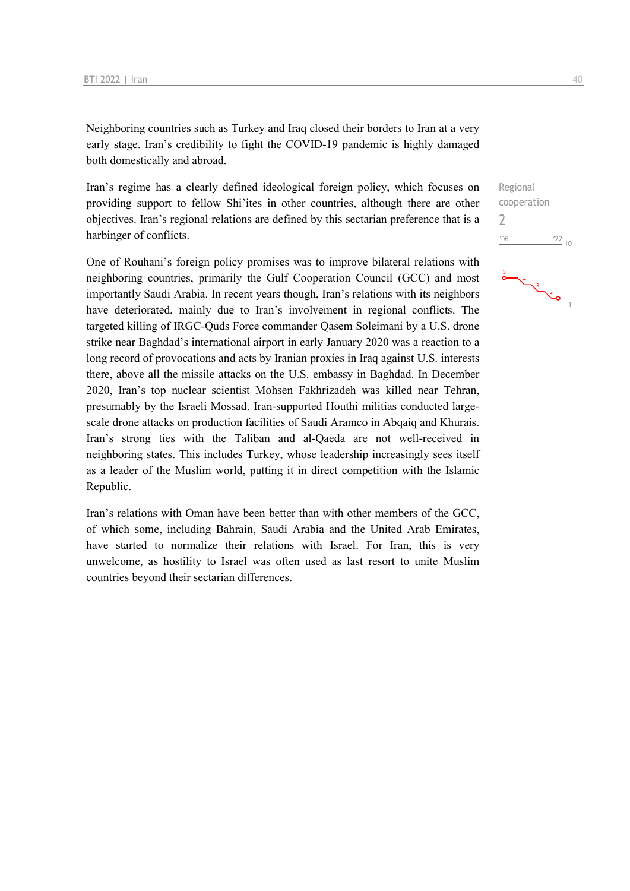Neighboring countries such as Turkey and Iraq closed their borders to Iran at a very early stage. Iran's credibility to fight the COVID-19 pandemic is highly damaged both domestically and abroad.

Regional cooperation
2

Iran's regime has a clearly defined ideological foreign policy, which focuses on providing support to fellow Shi'ites in other countries, although there are other objectives. Iran's regional relations are defined by this sectarian preference that is a harbinger of conflicts.

One of Rouhani's foreign policy promises was to improve bilateral relations with neighboring countries, primarily the Gulf Cooperation Council (GCC) and most importantly Saudi Arabia. In recent years though, Iran's relations with its neighbors have deteriorated, mainly due to Iran's involvement in regional conflicts. The targeted killing of IRGC-Quds Force commander Qasem Soleimani by a U.S. drone strike near Baghdad's international airport in early January 2020 was a reaction to a long record of provocations and acts by Iranian proxies in Iraq against U.S. interests there, above all the missile attacks on the U.S. embassy in Baghdad. In December 2020, Iran's top nuclear scientist Mohsen Fakhrizadeh was killed near Tehran, presumably by the Israeli Mossad. Iran-supported Houthi militias conducted large-scale drone attacks on production facilities of Saudi Aramco in Abqaiq and Khurais. Iran's strong ties with the Taliban and al-Qaeda are not well-received in neighboring states. This includes Turkey, whose leadership increasingly sees itself as a leader of the Muslim world, putting it in direct competition with the Islamic Republic.

Iran's relations with Oman have been better than with other members of the GCC, of which some, including Bahrain, Saudi Arabia and the United Arab Emirates, have started to normalize their relations with Israel. For Iran, this is very unwelcome, as hostility to Israel was often used as last resort to unite Muslim countries beyond their sectarian differences.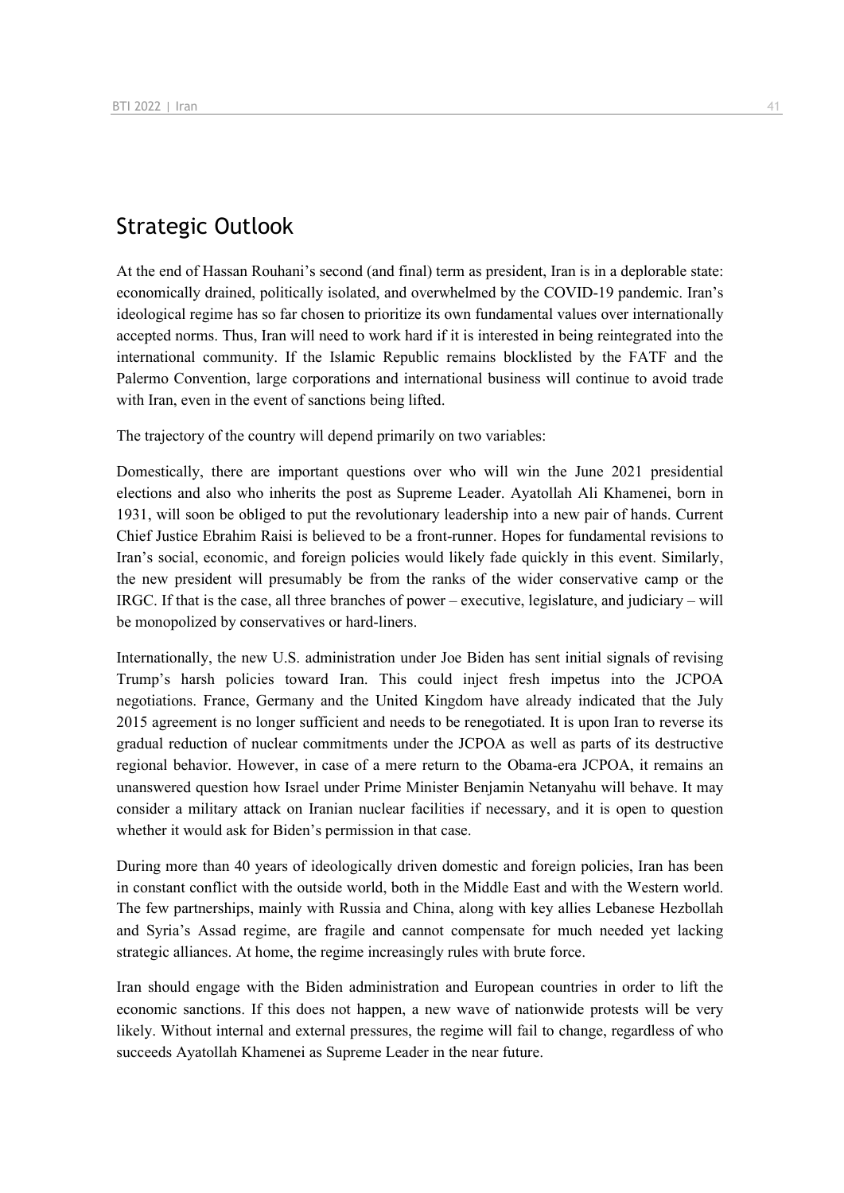## Strategic Outlook

At the end of Hassan Rouhani's second (and final) term as president, Iran is in a deplorable state: economically drained, politically isolated, and overwhelmed by the COVID-19 pandemic. Iran's ideological regime has so far chosen to prioritize its own fundamental values over internationally accepted norms. Thus, Iran will need to work hard if it is interested in being reintegrated into the international community. If the Islamic Republic remains blocklisted by the FATF and the Palermo Convention, large corporations and international business will continue to avoid trade with Iran, even in the event of sanctions being lifted.

The trajectory of the country will depend primarily on two variables:

Domestically, there are important questions over who will win the June 2021 presidential elections and also who inherits the post as Supreme Leader. Ayatollah Ali Khamenei, born in 1931, will soon be obliged to put the revolutionary leadership into a new pair of hands. Current Chief Justice Ebrahim Raisi is believed to be a front-runner. Hopes for fundamental revisions to Iran's social, economic, and foreign policies would likely fade quickly in this event. Similarly, the new president will presumably be from the ranks of the wider conservative camp or the IRGC. If that is the case, all three branches of power – executive, legislature, and judiciary – will be monopolized by conservatives or hard-liners.

Internationally, the new U.S. administration under Joe Biden has sent initial signals of revising Trump's harsh policies toward Iran. This could inject fresh impetus into the JCPOA negotiations. France, Germany and the United Kingdom have already indicated that the July 2015 agreement is no longer sufficient and needs to be renegotiated. It is upon Iran to reverse its gradual reduction of nuclear commitments under the JCPOA as well as parts of its destructive regional behavior. However, in case of a mere return to the Obama-era JCPOA, it remains an unanswered question how Israel under Prime Minister Benjamin Netanyahu will behave. It may consider a military attack on Iranian nuclear facilities if necessary, and it is open to question whether it would ask for Biden's permission in that case.

During more than 40 years of ideologically driven domestic and foreign policies, Iran has been in constant conflict with the outside world, both in the Middle East and with the Western world. The few partnerships, mainly with Russia and China, along with key allies Lebanese Hezbollah and Syria's Assad regime, are fragile and cannot compensate for much needed yet lacking strategic alliances. At home, the regime increasingly rules with brute force.

Iran should engage with the Biden administration and European countries in order to lift the economic sanctions. If this does not happen, a new wave of nationwide protests will be very likely. Without internal and external pressures, the regime will fail to change, regardless of who succeeds Ayatollah Khamenei as Supreme Leader in the near future.